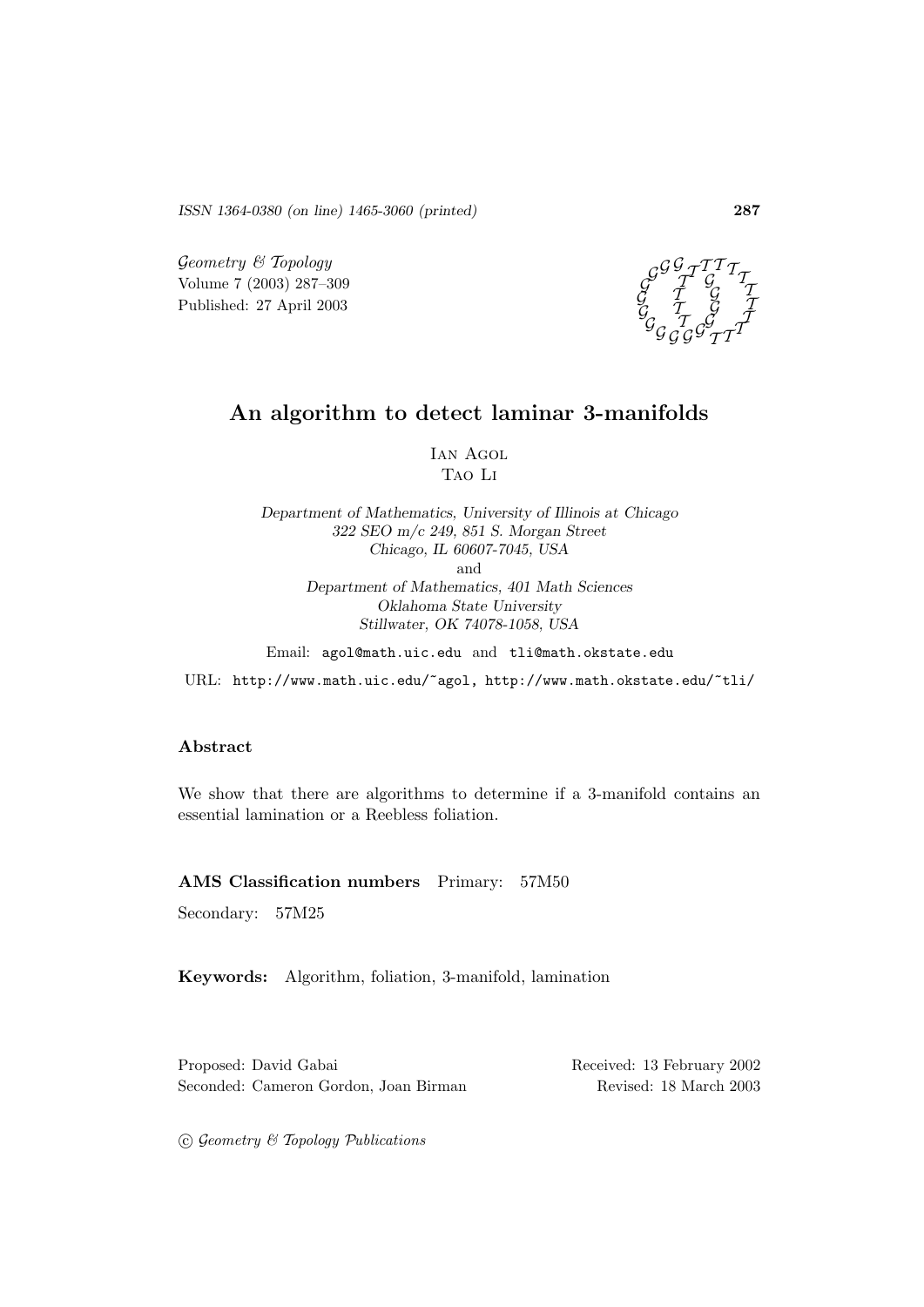ISSN 1364-0380 (on line) 1465-3060 (printed)

*Geometry & Topology*
Volume 7 (2003) 287–309
Published: 27 April 2003

# An algorithm to detect laminar 3-manifolds

Ian Agol
Tao Li

*Department of Mathematics, University of Illinois at Chicago*
*322 SEO m/c 249, 851 S. Morgan Street*
*Chicago, IL 60607-7045, USA*
and
*Department of Mathematics, 401 Math Sciences*
*Oklahoma State University*
*Stillwater, OK 74078-1058, USA*

Email: agol@math.uic.edu and tli@math.okstate.edu

URL: http://www.math.uic.edu/~agol, http://www.math.okstate.edu/~tli/

### Abstract

We show that there are algorithms to determine if a 3-manifold contains an essential lamination or a Reebless foliation.

**AMS Classification numbers** Primary: 57M50

Secondary: 57M25

**Keywords:** Algorithm, foliation, 3-manifold, lamination

Proposed: David Gabai
Seconded: Cameron Gordon, Joan Birman

Received: 13 February 2002
Revised: 18 March 2003

© *Geometry & Topology Publications*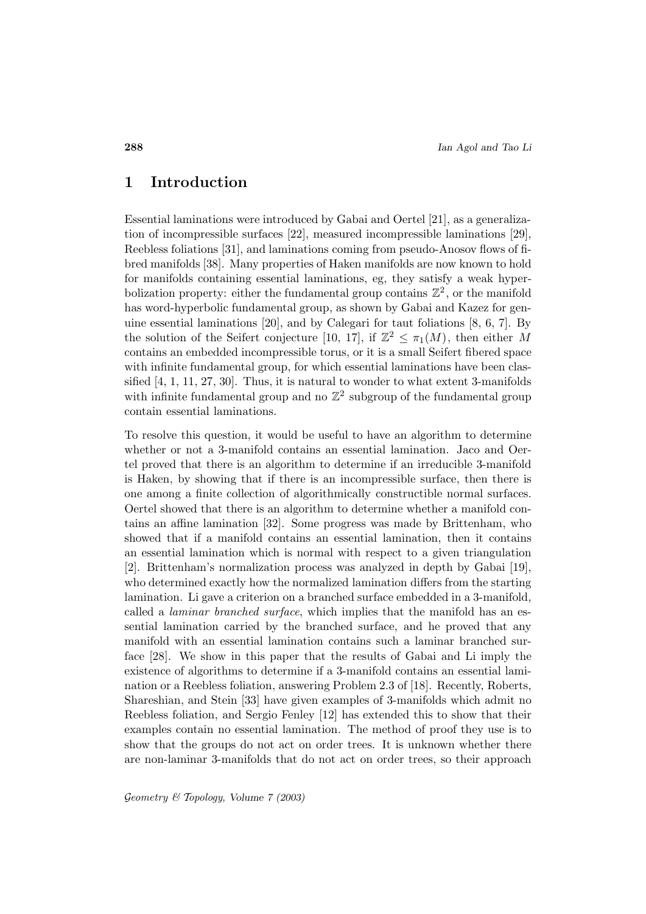# 1 Introduction

Essential laminations were introduced by Gabai and Oertel [21], as a generalization of incompressible surfaces [22], measured incompressible laminations [29], Reebless foliations [31], and laminations coming from pseudo-Anosov flows of fibred manifolds [38]. Many properties of Haken manifolds are now known to hold for manifolds containing essential laminations, eg, they satisfy a weak hyperbolization property: either the fundamental group contains $\mathbb{Z}^2$, or the manifold has word-hyperbolic fundamental group, as shown by Gabai and Kazez for genuine essential laminations [20], and by Calegari for taut foliations [8, 6, 7]. By the solution of the Seifert conjecture [10, 17], if $\mathbb{Z}^2 \leq \pi_1(M)$, then either $M$ contains an embedded incompressible torus, or it is a small Seifert fibered space with infinite fundamental group, for which essential laminations have been classified [4, 1, 11, 27, 30]. Thus, it is natural to wonder to what extent 3-manifolds with infinite fundamental group and no $\mathbb{Z}^2$ subgroup of the fundamental group contain essential laminations.

To resolve this question, it would be useful to have an algorithm to determine whether or not a 3-manifold contains an essential lamination. Jaco and Oertel proved that there is an algorithm to determine if an irreducible 3-manifold is Haken, by showing that if there is an incompressible surface, then there is one among a finite collection of algorithmically constructible normal surfaces. Oertel showed that there is an algorithm to determine whether a manifold contains an affine lamination [32]. Some progress was made by Brittenham, who showed that if a manifold contains an essential lamination, then it contains an essential lamination which is normal with respect to a given triangulation [2]. Brittenham's normalization process was analyzed in depth by Gabai [19], who determined exactly how the normalized lamination differs from the starting lamination. Li gave a criterion on a branched surface embedded in a 3-manifold, called a *laminar branched surface*, which implies that the manifold has an essential lamination carried by the branched surface, and he proved that any manifold with an essential lamination contains such a laminar branched surface [28]. We show in this paper that the results of Gabai and Li imply the existence of algorithms to determine if a 3-manifold contains an essential lamination or a Reebless foliation, answering Problem 2.3 of [18]. Recently, Roberts, Shareshian, and Stein [33] have given examples of 3-manifolds which admit no Reebless foliation, and Sergio Fenley [12] has extended this to show that their examples contain no essential lamination. The method of proof they use is to show that the groups do not act on order trees. It is unknown whether there are non-laminar 3-manifolds that do not act on order trees, so their approach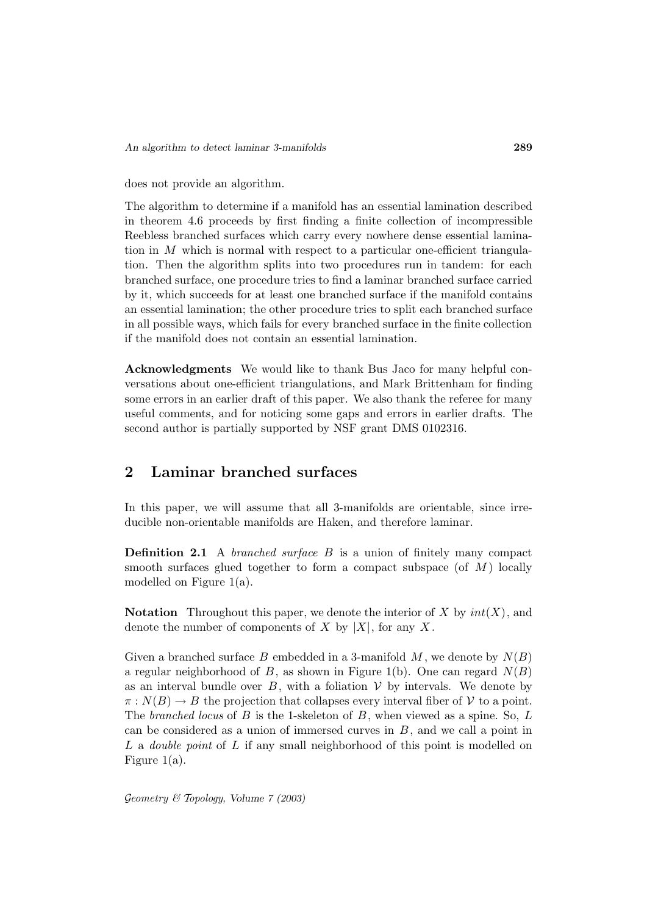does not provide an algorithm.

The algorithm to determine if a manifold has an essential lamination described in theorem 4.6 proceeds by first finding a finite collection of incompressible Reebless branched surfaces which carry every nowhere dense essential lamination in $M$ which is normal with respect to a particular one-efficient triangulation. Then the algorithm splits into two procedures run in tandem: for each branched surface, one procedure tries to find a laminar branched surface carried by it, which succeeds for at least one branched surface if the manifold contains an essential lamination; the other procedure tries to split each branched surface in all possible ways, which fails for every branched surface in the finite collection if the manifold does not contain an essential lamination.

**Acknowledgments** We would like to thank Bus Jaco for many helpful conversations about one-efficient triangulations, and Mark Brittenham for finding some errors in an earlier draft of this paper. We also thank the referee for many useful comments, and for noticing some gaps and errors in earlier drafts. The second author is partially supported by NSF grant DMS 0102316.

## 2 Laminar branched surfaces

In this paper, we will assume that all 3-manifolds are orientable, since irreducible non-orientable manifolds are Haken, and therefore laminar.

**Definition 2.1** A *branched surface* $B$ is a union of finitely many compact smooth surfaces glued together to form a compact subspace (of $M$) locally modelled on Figure 1(a).

**Notation** Throughout this paper, we denote the interior of $X$ by $int(X)$, and denote the number of components of $X$ by $|X|$, for any $X$.

Given a branched surface $B$ embedded in a 3-manifold $M$, we denote by $N(B)$ a regular neighborhood of $B$, as shown in Figure 1(b). One can regard $N(B)$ as an interval bundle over $B$, with a foliation $\mathcal{V}$ by intervals. We denote by $\pi : N(B) \to B$ the projection that collapses every interval fiber of $\mathcal{V}$ to a point. The *branched locus* of $B$ is the 1-skeleton of $B$, when viewed as a spine. So, $L$ can be considered as a union of immersed curves in $B$, and we call a point in $L$ a *double point* of $L$ if any small neighborhood of this point is modelled on Figure 1(a).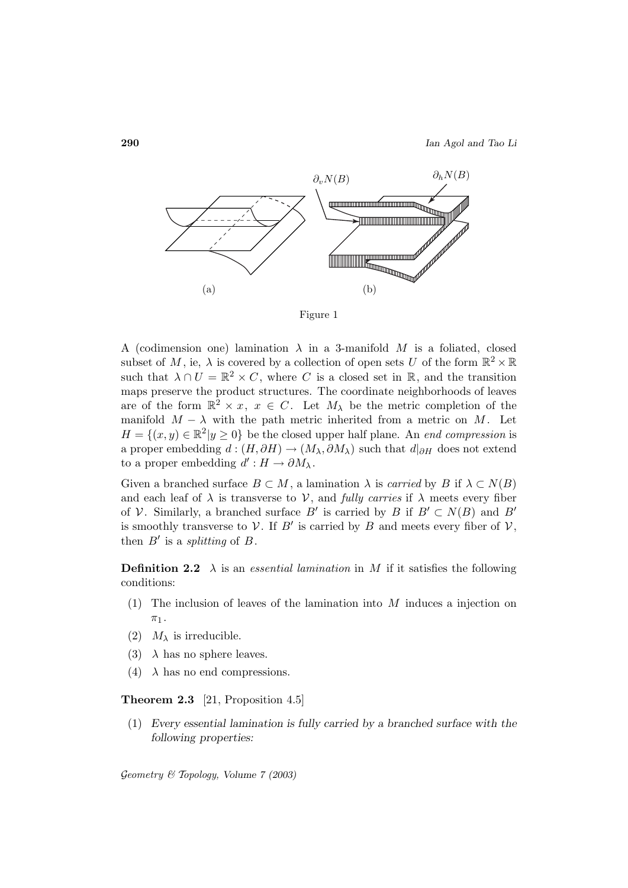(a) (b)

Figure 1

A (codimension one) lamination $\lambda$ in a 3-manifold $M$ is a foliated, closed subset of $M$, ie, $\lambda$ is covered by a collection of open sets $U$ of the form $\mathbb{R}^2 \times \mathbb{R}$ such that $\lambda \cap U = \mathbb{R}^2 \times C$, where $C$ is a closed set in $\mathbb{R}$, and the transition maps preserve the product structures. The coordinate neighborhoods of leaves are of the form $\mathbb{R}^2 \times x$, $x \in C$. Let $M_\lambda$ be the metric completion of the manifold $M - \lambda$ with the path metric inherited from a metric on $M$. Let $H = \{(x,y) \in \mathbb{R}^2 | y \geq 0\}$ be the closed upper half plane. An *end compression* is a proper embedding $d: (H, \partial H) \to (M_\lambda, \partial M_\lambda)$ such that $d|_{\partial H}$ does not extend to a proper embedding $d': H \to \partial M_\lambda$.

Given a branched surface $B \subset M$, a lamination $\lambda$ is *carried* by $B$ if $\lambda \subset N(B)$ and each leaf of $\lambda$ is transverse to $\mathcal{V}$, and *fully carries* if $\lambda$ meets every fiber of $\mathcal{V}$. Similarly, a branched surface $B'$ is carried by $B$ if $B' \subset N(B)$ and $B'$ is smoothly transverse to $\mathcal{V}$. If $B'$ is carried by $B$ and meets every fiber of $\mathcal{V}$, then $B'$ is a *splitting* of $B$.

**Definition 2.2** $\lambda$ is an *essential lamination* in $M$ if it satisfies the following conditions:

1. The inclusion of leaves of the lamination into $M$ induces a injection on $\pi_1$.
2. $M_\lambda$ is irreducible.
3. $\lambda$ has no sphere leaves.
4. $\lambda$ has no end compressions.

**Theorem 2.3** [21, Proposition 4.5]

1. *Every essential lamination is fully carried by a branched surface with the following properties:*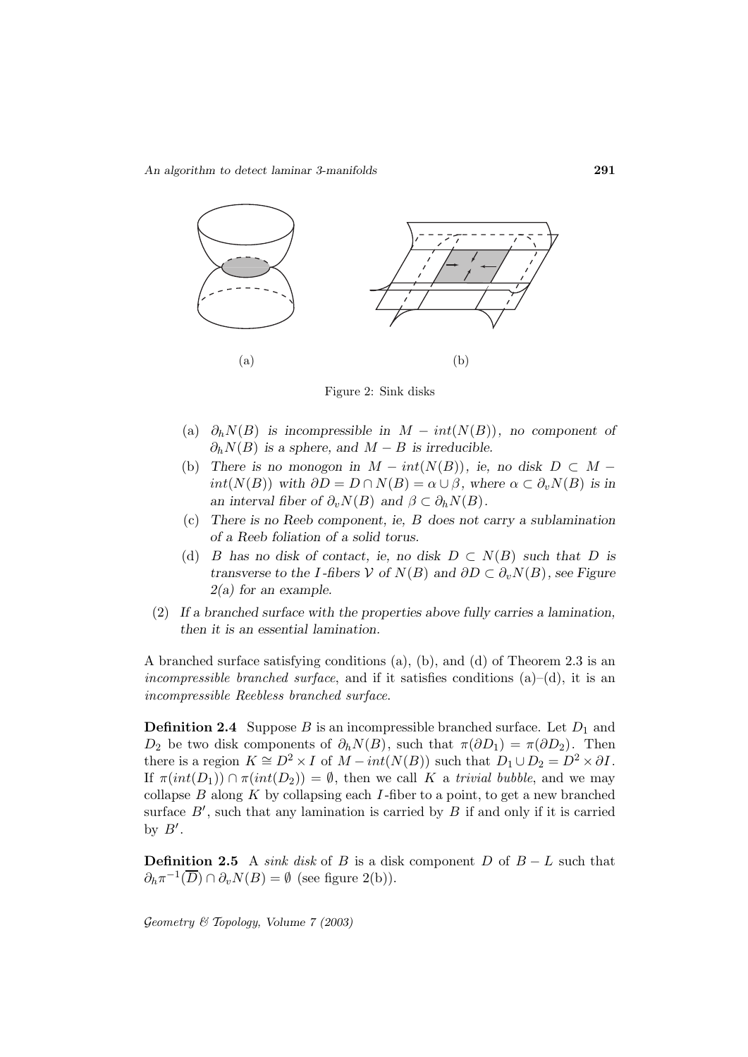(a) (b)

Figure 2: Sink disks

- (a) $\partial_h N(B)$ is incompressible in $M - int(N(B))$, no component of $\partial_h N(B)$ is a sphere, and $M - B$ is irreducible.
- (b) There is no monogon in $M - int(N(B))$, ie, no disk $D \subset M - int(N(B))$ with $\partial D = D \cap N(B) = \alpha \cup \beta$, where $\alpha \subset \partial_v N(B)$ is in an interval fiber of $\partial_v N(B)$ and $\beta \subset \partial_h N(B)$.
- (c) There is no Reeb component, ie, $B$ does not carry a sublamination of a Reeb foliation of a solid torus.
- (d) $B$ has no disk of contact, ie, no disk $D \subset N(B)$ such that $D$ is transverse to the $I$-fibers $\mathcal{V}$ of $N(B)$ and $\partial D \subset \partial_v N(B)$, see Figure 2(a) for an example.

(2) *If a branched surface with the properties above fully carries a lamination, then it is an essential lamination.*

A branched surface satisfying conditions (a), (b), and (d) of Theorem 2.3 is an *incompressible branched surface*, and if it satisfies conditions (a)–(d), it is an *incompressible Reebless branched surface*.

**Definition 2.4** Suppose $B$ is an incompressible branched surface. Let $D_1$ and $D_2$ be two disk components of $\partial_h N(B)$, such that $\pi(\partial D_1) = \pi(\partial D_2)$. Then there is a region $K \cong D^2 \times I$ of $M - int(N(B))$ such that $D_1 \cup D_2 = D^2 \times \partial I$. If $\pi(int(D_1)) \cap \pi(int(D_2)) = \emptyset$, then we call $K$ a *trivial bubble*, and we may collapse $B$ along $K$ by collapsing each $I$-fiber to a point, to get a new branched surface $B'$, such that any lamination is carried by $B$ if and only if it is carried by $B'$.

**Definition 2.5** A *sink disk* of $B$ is a disk component $D$ of $B - L$ such that $\partial_h \pi^{-1}(\overline{D}) \cap \partial_v N(B) = \emptyset$ (see figure 2(b)).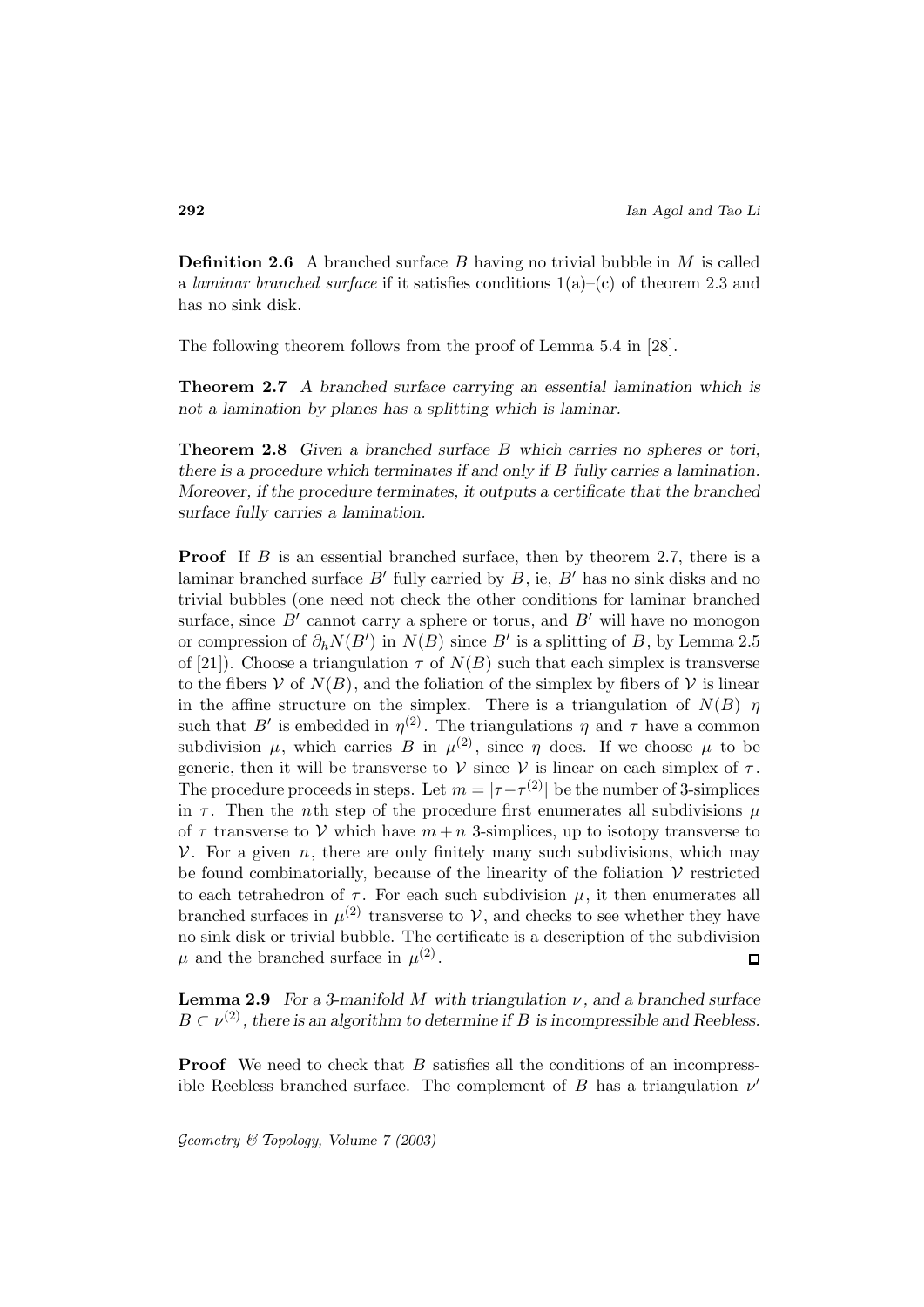**Definition 2.6** A branched surface $B$ having no trivial bubble in $M$ is called a *laminar branched surface* if it satisfies conditions 1(a)–(c) of theorem 2.3 and has no sink disk.

The following theorem follows from the proof of Lemma 5.4 in [28].

**Theorem 2.7** *A branched surface carrying an essential lamination which is not a lamination by planes has a splitting which is laminar.*

**Theorem 2.8** *Given a branched surface $B$ which carries no spheres or tori, there is a procedure which terminates if and only if $B$ fully carries a lamination. Moreover, if the procedure terminates, it outputs a certificate that the branched surface fully carries a lamination.*

**Proof** If $B$ is an essential branched surface, then by theorem 2.7, there is a laminar branched surface $B'$ fully carried by $B$, ie, $B'$ has no sink disks and no trivial bubbles (one need not check the other conditions for laminar branched surface, since $B'$ cannot carry a sphere or torus, and $B'$ will have no monogon or compression of $\partial_h N(B')$ in $N(B)$ since $B'$ is a splitting of $B$, by Lemma 2.5 of [21]). Choose a triangulation $\tau$ of $N(B)$ such that each simplex is transverse to the fibers $\mathcal{V}$ of $N(B)$, and the foliation of the simplex by fibers of $\mathcal{V}$ is linear in the affine structure on the simplex. There is a triangulation of $N(B)$ $\eta$ such that $B'$ is embedded in $\eta^{(2)}$. The triangulations $\eta$ and $\tau$ have a common subdivision $\mu$, which carries $B$ in $\mu^{(2)}$, since $\eta$ does. If we choose $\mu$ to be generic, then it will be transverse to $\mathcal{V}$ since $\mathcal{V}$ is linear on each simplex of $\tau$. The procedure proceeds in steps. Let $m = |\tau - \tau^{(2)}|$ be the number of 3-simplices in $\tau$. Then the $n$th step of the procedure first enumerates all subdivisions $\mu$ of $\tau$ transverse to $\mathcal{V}$ which have $m+n$ 3-simplices, up to isotopy transverse to $\mathcal{V}$. For a given $n$, there are only finitely many such subdivisions, which may be found combinatorially, because of the linearity of the foliation $\mathcal{V}$ restricted to each tetrahedron of $\tau$. For each such subdivision $\mu$, it then enumerates all branched surfaces in $\mu^{(2)}$ transverse to $\mathcal{V}$, and checks to see whether they have no sink disk or trivial bubble. The certificate is a description of the subdivision $\mu$ and the branched surface in $\mu^{(2)}$. □

**Lemma 2.9** *For a 3-manifold $M$ with triangulation $\nu$, and a branched surface $B \subset \nu^{(2)}$, there is an algorithm to determine if $B$ is incompressible and Reebless.*

**Proof** We need to check that $B$ satisfies all the conditions of an incompressible Reebless branched surface. The complement of $B$ has a triangulation $\nu'$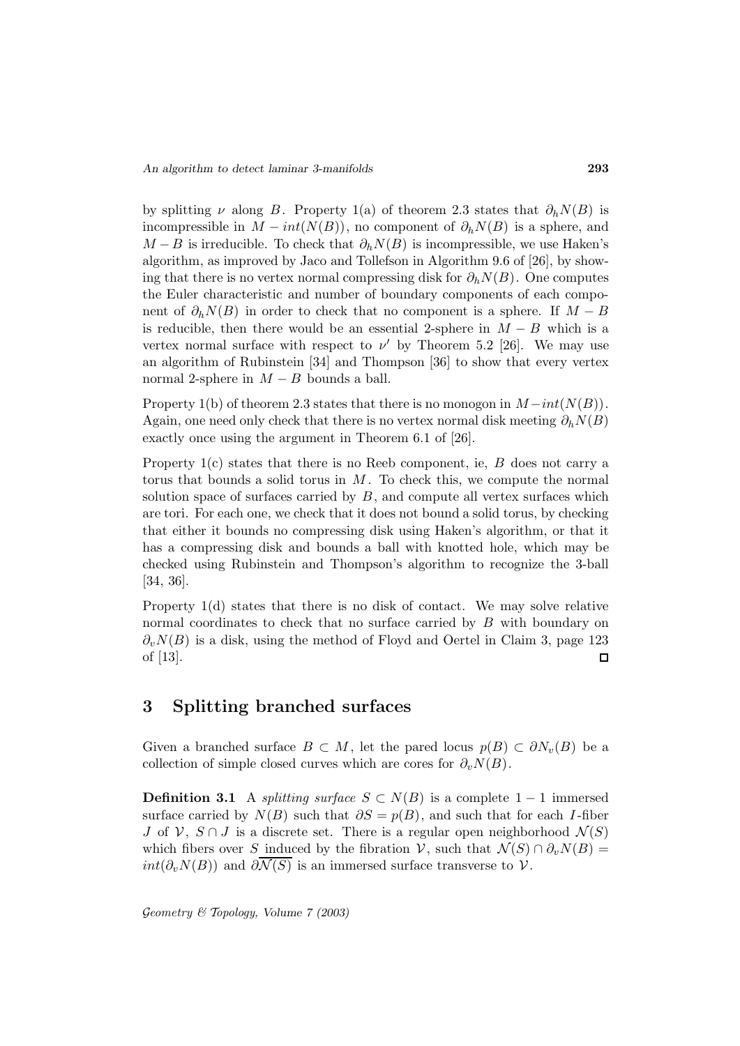by splitting $\nu$ along $B$. Property 1(a) of theorem 2.3 states that $\partial_h N(B)$ is incompressible in $M - int(N(B))$, no component of $\partial_h N(B)$ is a sphere, and $M - B$ is irreducible. To check that $\partial_h N(B)$ is incompressible, we use Haken's algorithm, as improved by Jaco and Tollefson in Algorithm 9.6 of [26], by showing that there is no vertex normal compressing disk for $\partial_h N(B)$. One computes the Euler characteristic and number of boundary components of each component of $\partial_h N(B)$ in order to check that no component is a sphere. If $M - B$ is reducible, then there would be an essential 2-sphere in $M - B$ which is a vertex normal surface with respect to $\nu'$ by Theorem 5.2 [26]. We may use an algorithm of Rubinstein [34] and Thompson [36] to show that every vertex normal 2-sphere in $M - B$ bounds a ball.

Property 1(b) of theorem 2.3 states that there is no monogon in $M - int(N(B))$. Again, one need only check that there is no vertex normal disk meeting $\partial_h N(B)$ exactly once using the argument in Theorem 6.1 of [26].

Property 1(c) states that there is no Reeb component, ie, $B$ does not carry a torus that bounds a solid torus in $M$. To check this, we compute the normal solution space of surfaces carried by $B$, and compute all vertex surfaces which are tori. For each one, we check that it does not bound a solid torus, by checking that either it bounds no compressing disk using Haken's algorithm, or that it has a compressing disk and bounds a ball with knotted hole, which may be checked using Rubinstein and Thompson's algorithm to recognize the 3-ball [34, 36].

Property 1(d) states that there is no disk of contact. We may solve relative normal coordinates to check that no surface carried by $B$ with boundary on $\partial_v N(B)$ is a disk, using the method of Floyd and Oertel in Claim 3, page 123 of [13]. $\square$

# 3 Splitting branched surfaces

Given a branched surface $B \subset M$, let the pared locus $p(B) \subset \partial N_v(B)$ be a collection of simple closed curves which are cores for $\partial_v N(B)$.

**Definition 3.1** A *splitting surface* $S \subset N(B)$ is a complete $1-1$ immersed surface carried by $N(B)$ such that $\partial S = p(B)$, and such that for each $I$-fiber $J$ of $\mathcal{V}$, $S \cap J$ is a discrete set. There is a regular open neighborhood $\mathcal{N}(S)$ which fibers over $S$ induced by the fibration $\mathcal{V}$, such that $\mathcal{N}(S) \cap \partial_v N(B) = int(\partial_v N(B))$ and $\partial\overline{\mathcal{N}(S)}$ is an immersed surface transverse to $\mathcal{V}$.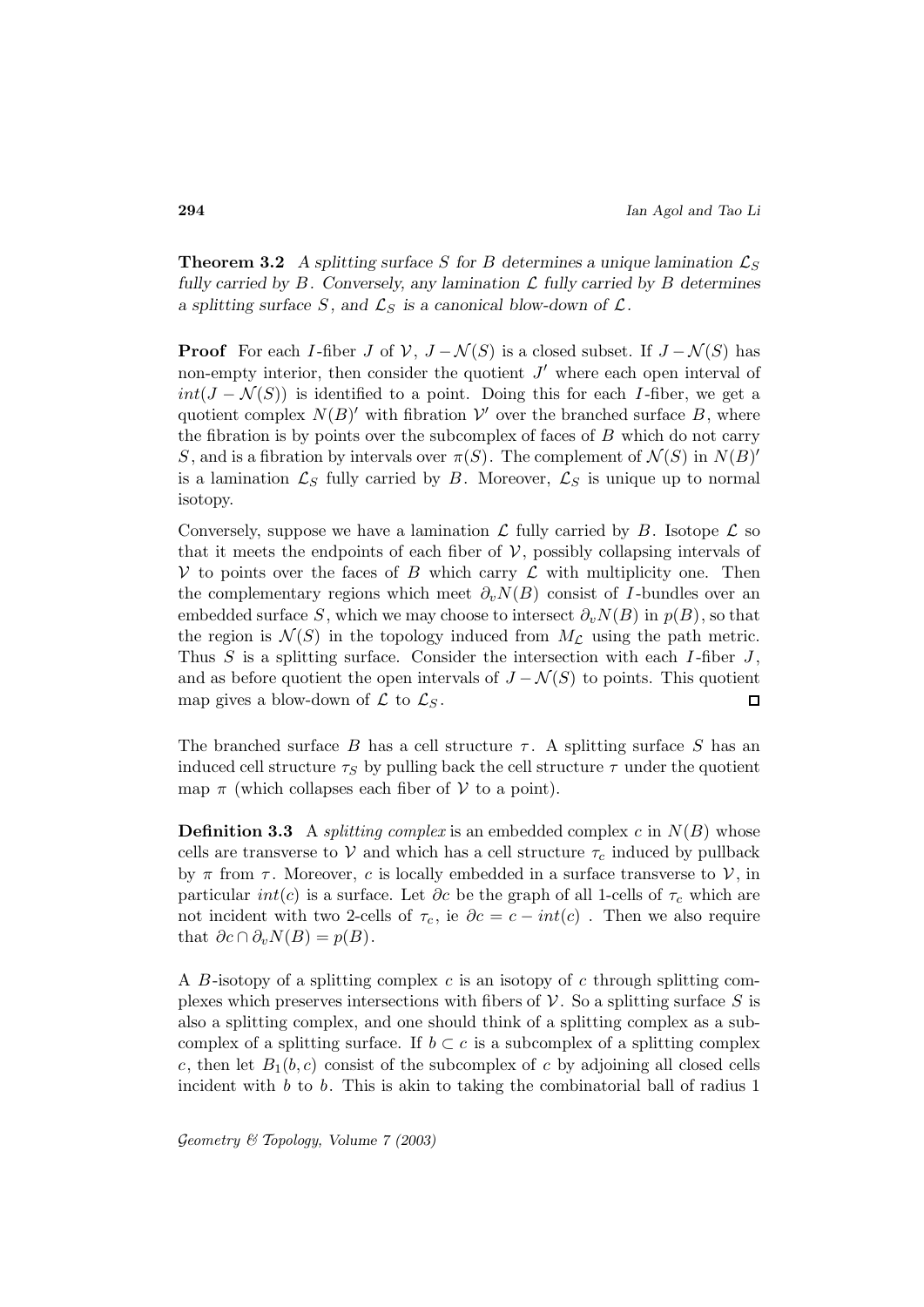**Theorem 3.2** *A splitting surface $S$ for $B$ determines a unique lamination $\mathcal{L}_S$ fully carried by $B$. Conversely, any lamination $\mathcal{L}$ fully carried by $B$ determines a splitting surface $S$, and $\mathcal{L}_S$ is a canonical blow-down of $\mathcal{L}$.*

**Proof** For each $I$-fiber $J$ of $\mathcal{V}$, $J - \mathcal{N}(S)$ is a closed subset. If $J - \mathcal{N}(S)$ has non-empty interior, then consider the quotient $J'$ where each open interval of $int(J - \mathcal{N}(S))$ is identified to a point. Doing this for each $I$-fiber, we get a quotient complex $N(B)'$ with fibration $\mathcal{V}'$ over the branched surface $B$, where the fibration is by points over the subcomplex of faces of $B$ which do not carry $S$, and is a fibration by intervals over $\pi(S)$. The complement of $\mathcal{N}(S)$ in $N(B)'$ is a lamination $\mathcal{L}_S$ fully carried by $B$. Moreover, $\mathcal{L}_S$ is unique up to normal isotopy.

Conversely, suppose we have a lamination $\mathcal{L}$ fully carried by $B$. Isotope $\mathcal{L}$ so that it meets the endpoints of each fiber of $\mathcal{V}$, possibly collapsing intervals of $\mathcal{V}$ to points over the faces of $B$ which carry $\mathcal{L}$ with multiplicity one. Then the complementary regions which meet $\partial_v N(B)$ consist of $I$-bundles over an embedded surface $S$, which we may choose to intersect $\partial_v N(B)$ in $p(B)$, so that the region is $\mathcal{N}(S)$ in the topology induced from $M_{\mathcal{L}}$ using the path metric. Thus $S$ is a splitting surface. Consider the intersection with each $I$-fiber $J$, and as before quotient the open intervals of $J - \mathcal{N}(S)$ to points. This quotient map gives a blow-down of $\mathcal{L}$ to $\mathcal{L}_S$. □

The branched surface $B$ has a cell structure $\tau$. A splitting surface $S$ has an induced cell structure $\tau_S$ by pulling back the cell structure $\tau$ under the quotient map $\pi$ (which collapses each fiber of $\mathcal{V}$ to a point).

**Definition 3.3** A *splitting complex* is an embedded complex $c$ in $N(B)$ whose cells are transverse to $\mathcal{V}$ and which has a cell structure $\tau_c$ induced by pullback by $\pi$ from $\tau$. Moreover, $c$ is locally embedded in a surface transverse to $\mathcal{V}$, in particular $int(c)$ is a surface. Let $\partial c$ be the graph of all 1-cells of $\tau_c$ which are not incident with two 2-cells of $\tau_c$, ie $\partial c = c - int(c)$ . Then we also require that $\partial c \cap \partial_v N(B) = p(B)$.

A $B$-isotopy of a splitting complex $c$ is an isotopy of $c$ through splitting complexes which preserves intersections with fibers of $\mathcal{V}$. So a splitting surface $S$ is also a splitting complex, and one should think of a splitting complex as a subcomplex of a splitting surface. If $b \subset c$ is a subcomplex of a splitting complex $c$, then let $B_1(b, c)$ consist of the subcomplex of $c$ by adjoining all closed cells incident with $b$ to $b$. This is akin to taking the combinatorial ball of radius 1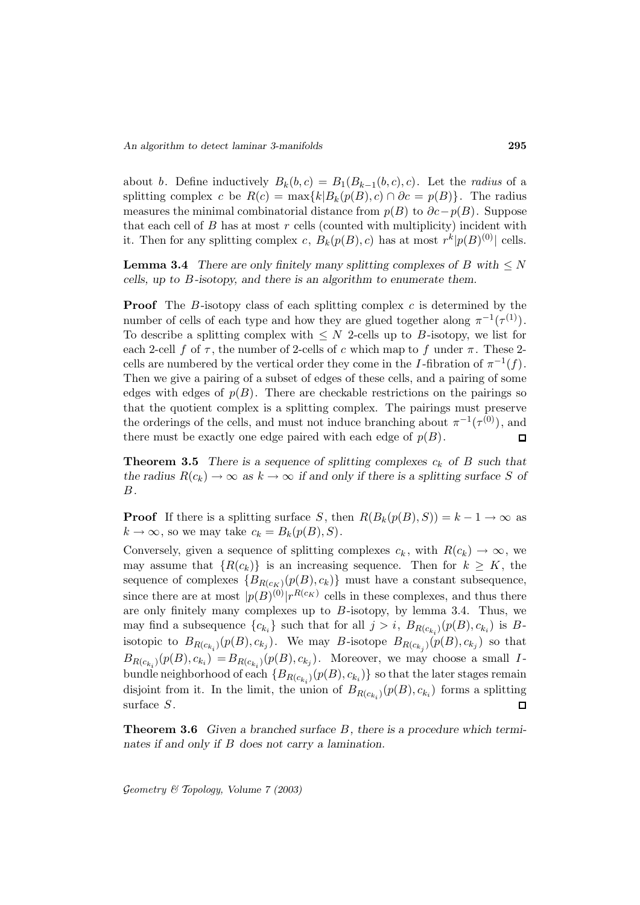about $b$. Define inductively $B_k(b,c) = B_1(B_{k-1}(b,c),c)$. Let the *radius* of a splitting complex $c$ be $R(c) = \max\{k | B_k(p(B),c) \cap \partial c = p(B)\}$. The radius measures the minimal combinatorial distance from $p(B)$ to $\partial c - p(B)$. Suppose that each cell of $B$ has at most $r$ cells (counted with multiplicity) incident with it. Then for any splitting complex $c$, $B_k(p(B),c)$ has at most $r^k|p(B)^{(0)}|$ cells.

**Lemma 3.4** *There are only finitely many splitting complexes of $B$ with $\leq N$ cells, up to $B$-isotopy, and there is an algorithm to enumerate them.*

**Proof** The $B$-isotopy class of each splitting complex $c$ is determined by the number of cells of each type and how they are glued together along $\pi^{-1}(\tau^{(1)})$. To describe a splitting complex with $\leq N$ 2-cells up to $B$-isotopy, we list for each 2-cell $f$ of $\tau$, the number of 2-cells of $c$ which map to $f$ under $\pi$. These 2-cells are numbered by the vertical order they come in the $I$-fibration of $\pi^{-1}(f)$. Then we give a pairing of a subset of edges of these cells, and a pairing of some edges with edges of $p(B)$. There are checkable restrictions on the pairings so that the quotient complex is a splitting complex. The pairings must preserve the orderings of the cells, and must not induce branching about $\pi^{-1}(\tau^{(0)})$, and there must be exactly one edge paired with each edge of $p(B)$. □

**Theorem 3.5** *There is a sequence of splitting complexes $c_k$ of $B$ such that the radius $R(c_k) \to \infty$ as $k \to \infty$ if and only if there is a splitting surface $S$ of $B$.*

**Proof** If there is a splitting surface $S$, then $R(B_k(p(B),S)) = k-1 \to \infty$ as $k \to \infty$, so we may take $c_k = B_k(p(B),S)$.

Conversely, given a sequence of splitting complexes $c_k$, with $R(c_k) \to \infty$, we may assume that $\{R(c_k)\}$ is an increasing sequence. Then for $k \geq K$, the sequence of complexes $\{B_{R(c_K)}(p(B),c_k)\}$ must have a constant subsequence, since there are at most $|p(B)^{(0)}|r^{R(c_K)}$ cells in these complexes, and thus there are only finitely many complexes up to $B$-isotopy, by lemma 3.4. Thus, we may find a subsequence $\{c_{k_i}\}$ such that for all $j > i$, $B_{R(c_{k_i})}(p(B),c_{k_i})$ is $B$-isotopic to $B_{R(c_{k_i})}(p(B),c_{k_j})$. We may $B$-isotope $B_{R(c_{k_j})}(p(B),c_{k_j})$ so that $B_{R(c_{k_i})}(p(B),c_{k_i}) = B_{R(c_{k_i})}(p(B),c_{k_j})$. Moreover, we may choose a small $I$-bundle neighborhood of each $\{B_{R(c_{k_i})}(p(B),c_{k_i})\}$ so that the later stages remain disjoint from it. In the limit, the union of $B_{R(c_{k_i})}(p(B),c_{k_i})$ forms a splitting surface $S$. □

**Theorem 3.6** *Given a branched surface $B$, there is a procedure which terminates if and only if $B$ does not carry a lamination.*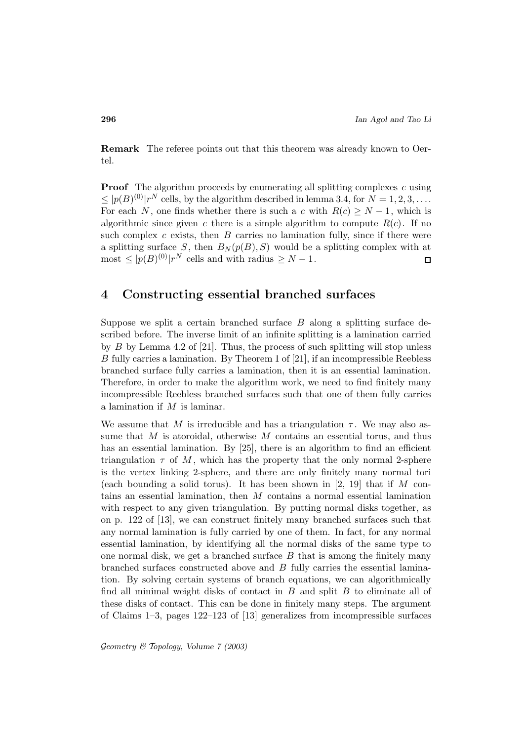**Remark** The referee points out that this theorem was already known to Oertel.

**Proof** The algorithm proceeds by enumerating all splitting complexes $c$ using $\leq |p(B)^{(0)}|r^N$ cells, by the algorithm described in lemma 3.4, for $N = 1, 2, 3, \ldots$. For each $N$, one finds whether there is such a $c$ with $R(c) \geq N - 1$, which is algorithmic since given $c$ there is a simple algorithm to compute $R(c)$. If no such complex $c$ exists, then $B$ carries no lamination fully, since if there were a splitting surface $S$, then $B_N(p(B), S)$ would be a splitting complex with at most $\leq |p(B)^{(0)}|r^N$ cells and with radius $\geq N - 1$. $\square$

## 4 Constructing essential branched surfaces

Suppose we split a certain branched surface $B$ along a splitting surface described before. The inverse limit of an infinite splitting is a lamination carried by $B$ by Lemma 4.2 of [21]. Thus, the process of such splitting will stop unless $B$ fully carries a lamination. By Theorem 1 of [21], if an incompressible Reebless branched surface fully carries a lamination, then it is an essential lamination. Therefore, in order to make the algorithm work, we need to find finitely many incompressible Reebless branched surfaces such that one of them fully carries a lamination if $M$ is laminar.

We assume that $M$ is irreducible and has a triangulation $\tau$. We may also assume that $M$ is atoroidal, otherwise $M$ contains an essential torus, and thus has an essential lamination. By [25], there is an algorithm to find an efficient triangulation $\tau$ of $M$, which has the property that the only normal 2-sphere is the vertex linking 2-sphere, and there are only finitely many normal tori (each bounding a solid torus). It has been shown in [2, 19] that if $M$ contains an essential lamination, then $M$ contains a normal essential lamination with respect to any given triangulation. By putting normal disks together, as on p. 122 of [13], we can construct finitely many branched surfaces such that any normal lamination is fully carried by one of them. In fact, for any normal essential lamination, by identifying all the normal disks of the same type to one normal disk, we get a branched surface $B$ that is among the finitely many branched surfaces constructed above and $B$ fully carries the essential lamination. By solving certain systems of branch equations, we can algorithmically find all minimal weight disks of contact in $B$ and split $B$ to eliminate all of these disks of contact. This can be done in finitely many steps. The argument of Claims 1–3, pages 122–123 of [13] generalizes from incompressible surfaces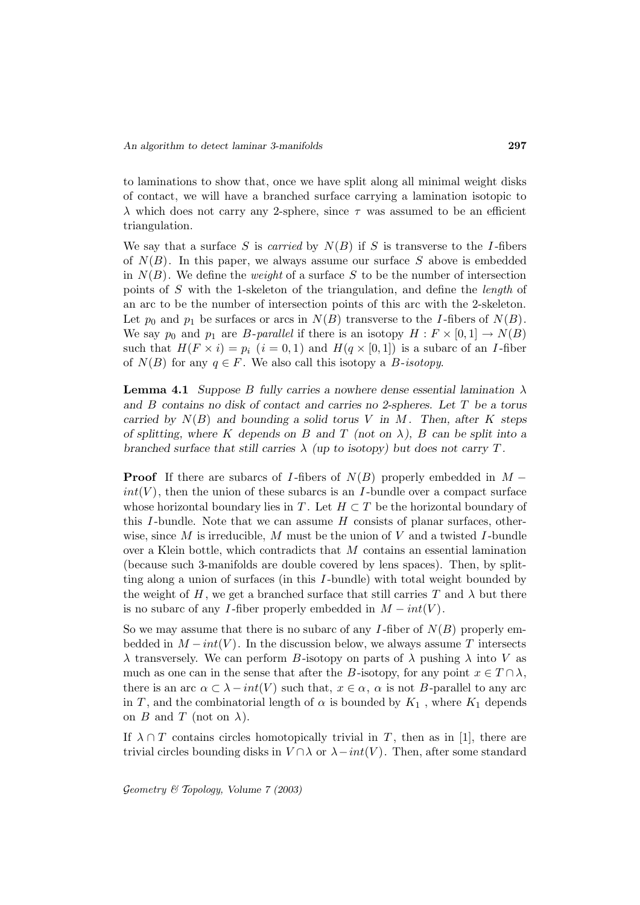to laminations to show that, once we have split along all minimal weight disks of contact, we will have a branched surface carrying a lamination isotopic to $\lambda$ which does not carry any 2-sphere, since $\tau$ was assumed to be an efficient triangulation.

We say that a surface $S$ is *carried* by $N(B)$ if $S$ is transverse to the $I$-fibers of $N(B)$. In this paper, we always assume our surface $S$ above is embedded in $N(B)$. We define the *weight* of a surface $S$ to be the number of intersection points of $S$ with the 1-skeleton of the triangulation, and define the *length* of an arc to be the number of intersection points of this arc with the 2-skeleton. Let $p_0$ and $p_1$ be surfaces or arcs in $N(B)$ transverse to the $I$-fibers of $N(B)$. We say $p_0$ and $p_1$ are *$B$-parallel* if there is an isotopy $H: F \times [0,1] \to N(B)$ such that $H(F \times i) = p_i$ $(i = 0, 1)$ and $H(q \times [0,1])$ is a subarc of an $I$-fiber of $N(B)$ for any $q \in F$. We also call this isotopy a *$B$-isotopy*.

**Lemma 4.1** *Suppose $B$ fully carries a nowhere dense essential lamination $\lambda$ and $B$ contains no disk of contact and carries no 2-spheres. Let $T$ be a torus carried by $N(B)$ and bounding a solid torus $V$ in $M$. Then, after $K$ steps of splitting, where $K$ depends on $B$ and $T$ (not on $\lambda$), $B$ can be split into a branched surface that still carries $\lambda$ (up to isotopy) but does not carry $T$.*

**Proof** If there are subarcs of $I$-fibers of $N(B)$ properly embedded in $M - int(V)$, then the union of these subarcs is an $I$-bundle over a compact surface whose horizontal boundary lies in $T$. Let $H \subset T$ be the horizontal boundary of this $I$-bundle. Note that we can assume $H$ consists of planar surfaces, otherwise, since $M$ is irreducible, $M$ must be the union of $V$ and a twisted $I$-bundle over a Klein bottle, which contradicts that $M$ contains an essential lamination (because such 3-manifolds are double covered by lens spaces). Then, by splitting along a union of surfaces (in this $I$-bundle) with total weight bounded by the weight of $H$, we get a branched surface that still carries $T$ and $\lambda$ but there is no subarc of any $I$-fiber properly embedded in $M - int(V)$.

So we may assume that there is no subarc of any $I$-fiber of $N(B)$ properly embedded in $M - int(V)$. In the discussion below, we always assume $T$ intersects $\lambda$ transversely. We can perform $B$-isotopy on parts of $\lambda$ pushing $\lambda$ into $V$ as much as one can in the sense that after the $B$-isotopy, for any point $x \in T \cap \lambda$, there is an arc $\alpha \subset \lambda - int(V)$ such that, $x \in \alpha$, $\alpha$ is not $B$-parallel to any arc in $T$, and the combinatorial length of $\alpha$ is bounded by $K_1$, where $K_1$ depends on $B$ and $T$ (not on $\lambda$).

If $\lambda \cap T$ contains circles homotopically trivial in $T$, then as in [1], there are trivial circles bounding disks in $V \cap \lambda$ or $\lambda - int(V)$. Then, after some standard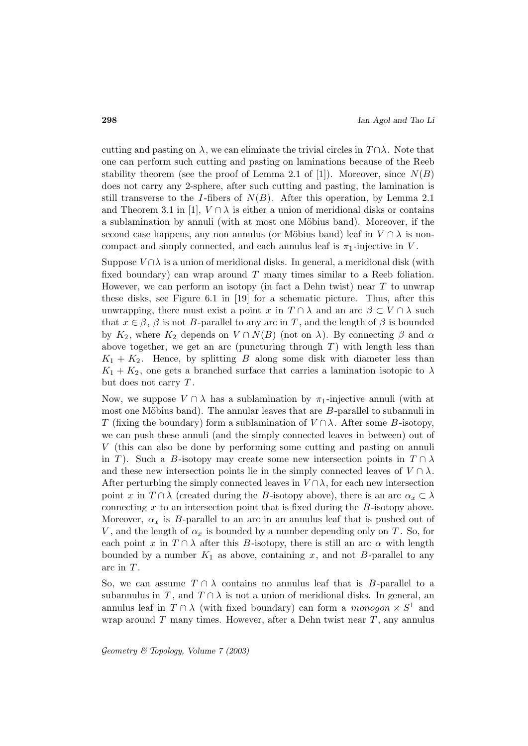cutting and pasting on $\lambda$, we can eliminate the trivial circles in $T\cap\lambda$. Note that one can perform such cutting and pasting on laminations because of the Reeb stability theorem (see the proof of Lemma 2.1 of [1]). Moreover, since $N(B)$ does not carry any 2-sphere, after such cutting and pasting, the lamination is still transverse to the $I$-fibers of $N(B)$. After this operation, by Lemma 2.1 and Theorem 3.1 in [1], $V\cap\lambda$ is either a union of meridional disks or contains a sublamination by annuli (with at most one Möbius band). Moreover, if the second case happens, any non annulus (or Möbius band) leaf in $V\cap\lambda$ is non-compact and simply connected, and each annulus leaf is $\pi_1$-injective in $V$.

Suppose $V\cap\lambda$ is a union of meridional disks. In general, a meridional disk (with fixed boundary) can wrap around $T$ many times similar to a Reeb foliation. However, we can perform an isotopy (in fact a Dehn twist) near $T$ to unwrap these disks, see Figure 6.1 in [19] for a schematic picture. Thus, after this unwrapping, there must exist a point $x$ in $T\cap\lambda$ and an arc $\beta\subset V\cap\lambda$ such that $x\in\beta$, $\beta$ is not $B$-parallel to any arc in $T$, and the length of $\beta$ is bounded by $K_2$, where $K_2$ depends on $V\cap N(B)$ (not on $\lambda$). By connecting $\beta$ and $\alpha$ above together, we get an arc (puncturing through $T$) with length less than $K_1+K_2$. Hence, by splitting $B$ along some disk with diameter less than $K_1+K_2$, one gets a branched surface that carries a lamination isotopic to $\lambda$ but does not carry $T$.

Now, we suppose $V\cap\lambda$ has a sublamination by $\pi_1$-injective annuli (with at most one Möbius band). The annular leaves that are $B$-parallel to subannuli in $T$ (fixing the boundary) form a sublamination of $V\cap\lambda$. After some $B$-isotopy, we can push these annuli (and the simply connected leaves in between) out of $V$ (this can also be done by performing some cutting and pasting on annuli in $T$). Such a $B$-isotopy may create some new intersection points in $T\cap\lambda$ and these new intersection points lie in the simply connected leaves of $V\cap\lambda$. After perturbing the simply connected leaves in $V\cap\lambda$, for each new intersection point $x$ in $T\cap\lambda$ (created during the $B$-isotopy above), there is an arc $\alpha_x\subset\lambda$ connecting $x$ to an intersection point that is fixed during the $B$-isotopy above. Moreover, $\alpha_x$ is $B$-parallel to an arc in an annulus leaf that is pushed out of $V$, and the length of $\alpha_x$ is bounded by a number depending only on $T$. So, for each point $x$ in $T\cap\lambda$ after this $B$-isotopy, there is still an arc $\alpha$ with length bounded by a number $K_1$ as above, containing $x$, and not $B$-parallel to any arc in $T$.

So, we can assume $T\cap\lambda$ contains no annulus leaf that is $B$-parallel to a subannulus in $T$, and $T\cap\lambda$ is not a union of meridional disks. In general, an annulus leaf in $T\cap\lambda$ (with fixed boundary) can form a *monogon* $\times S^1$ and wrap around $T$ many times. However, after a Dehn twist near $T$, any annulus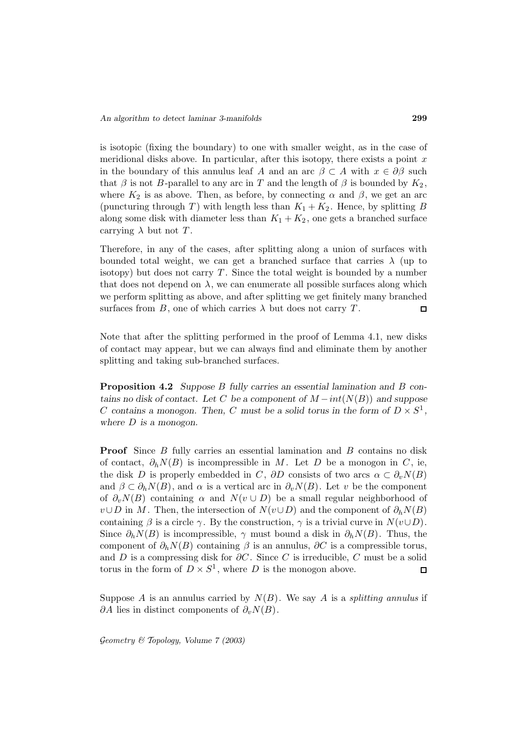is isotopic (fixing the boundary) to one with smaller weight, as in the case of meridional disks above. In particular, after this isotopy, there exists a point $x$ in the boundary of this annulus leaf $A$ and an arc $\beta \subset A$ with $x \in \partial\beta$ such that $\beta$ is not $B$-parallel to any arc in $T$ and the length of $\beta$ is bounded by $K_2$, where $K_2$ is as above. Then, as before, by connecting $\alpha$ and $\beta$, we get an arc (puncturing through $T$) with length less than $K_1 + K_2$. Hence, by splitting $B$ along some disk with diameter less than $K_1 + K_2$, one gets a branched surface carrying $\lambda$ but not $T$.

Therefore, in any of the cases, after splitting along a union of surfaces with bounded total weight, we can get a branched surface that carries $\lambda$ (up to isotopy) but does not carry $T$. Since the total weight is bounded by a number that does not depend on $\lambda$, we can enumerate all possible surfaces along which we perform splitting as above, and after splitting we get finitely many branched surfaces from $B$, one of which carries $\lambda$ but does not carry $T$. $\square$

Note that after the splitting performed in the proof of Lemma 4.1, new disks of contact may appear, but we can always find and eliminate them by another splitting and taking sub-branched surfaces.

**Proposition 4.2** *Suppose $B$ fully carries an essential lamination and $B$ contains no disk of contact. Let $C$ be a component of $M - int(N(B))$ and suppose $C$ contains a monogon. Then, $C$ must be a solid torus in the form of $D \times S^1$, where $D$ is a monogon.*

**Proof** Since $B$ fully carries an essential lamination and $B$ contains no disk of contact, $\partial_h N(B)$ is incompressible in $M$. Let $D$ be a monogon in $C$, ie, the disk $D$ is properly embedded in $C$, $\partial D$ consists of two arcs $\alpha \subset \partial_v N(B)$ and $\beta \subset \partial_h N(B)$, and $\alpha$ is a vertical arc in $\partial_v N(B)$. Let $v$ be the component of $\partial_v N(B)$ containing $\alpha$ and $N(v \cup D)$ be a small regular neighborhood of $v \cup D$ in $M$. Then, the intersection of $N(v \cup D)$ and the component of $\partial_h N(B)$ containing $\beta$ is a circle $\gamma$. By the construction, $\gamma$ is a trivial curve in $N(v \cup D)$. Since $\partial_h N(B)$ is incompressible, $\gamma$ must bound a disk in $\partial_h N(B)$. Thus, the component of $\partial_h N(B)$ containing $\beta$ is an annulus, $\partial C$ is a compressible torus, and $D$ is a compressing disk for $\partial C$. Since $C$ is irreducible, $C$ must be a solid torus in the form of $D \times S^1$, where $D$ is the monogon above. $\square$

Suppose $A$ is an annulus carried by $N(B)$. We say $A$ is a *splitting annulus* if $\partial A$ lies in distinct components of $\partial_v N(B)$.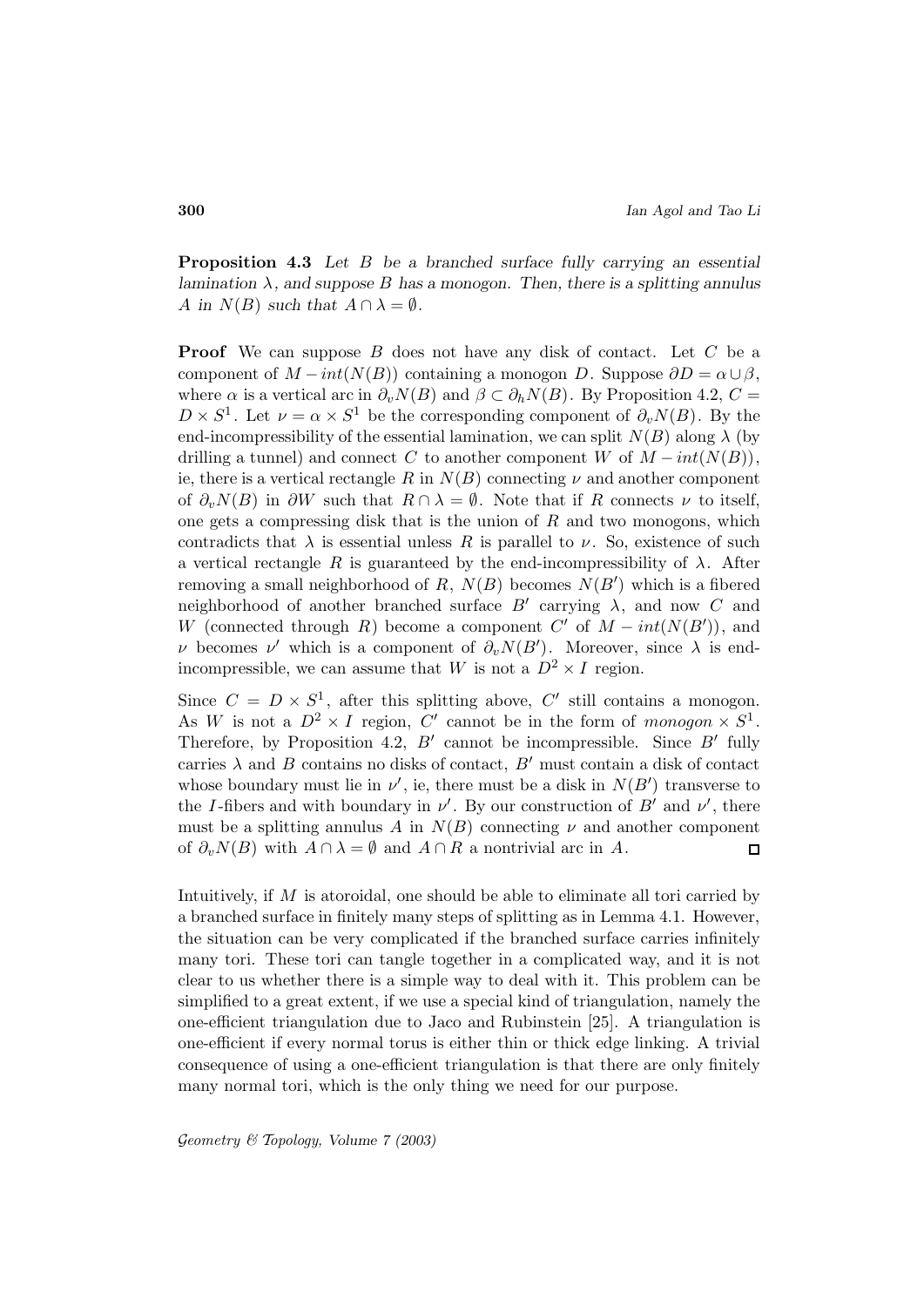**Proposition 4.3** *Let $B$ be a branched surface fully carrying an essential lamination $\lambda$, and suppose $B$ has a monogon. Then, there is a splitting annulus $A$ in $N(B)$ such that $A \cap \lambda = \emptyset$.*

**Proof** We can suppose $B$ does not have any disk of contact. Let $C$ be a component of $M - int(N(B))$ containing a monogon $D$. Suppose $\partial D = \alpha \cup \beta$, where $\alpha$ is a vertical arc in $\partial_v N(B)$ and $\beta \subset \partial_h N(B)$. By Proposition 4.2, $C = D \times S^1$. Let $\nu = \alpha \times S^1$ be the corresponding component of $\partial_v N(B)$. By the end-incompressibility of the essential lamination, we can split $N(B)$ along $\lambda$ (by drilling a tunnel) and connect $C$ to another component $W$ of $M - int(N(B))$, ie, there is a vertical rectangle $R$ in $N(B)$ connecting $\nu$ and another component of $\partial_v N(B)$ in $\partial W$ such that $R \cap \lambda = \emptyset$. Note that if $R$ connects $\nu$ to itself, one gets a compressing disk that is the union of $R$ and two monogons, which contradicts that $\lambda$ is essential unless $R$ is parallel to $\nu$. So, existence of such a vertical rectangle $R$ is guaranteed by the end-incompressibility of $\lambda$. After removing a small neighborhood of $R$, $N(B)$ becomes $N(B')$ which is a fibered neighborhood of another branched surface $B'$ carrying $\lambda$, and now $C$ and $W$ (connected through $R$) become a component $C'$ of $M - int(N(B'))$, and $\nu$ becomes $\nu'$ which is a component of $\partial_v N(B')$. Moreover, since $\lambda$ is end-incompressible, we can assume that $W$ is not a $D^2 \times I$ region.

Since $C = D \times S^1$, after this splitting above, $C'$ still contains a monogon. As $W$ is not a $D^2 \times I$ region, $C'$ cannot be in the form of *monogon* $\times S^1$. Therefore, by Proposition 4.2, $B'$ cannot be incompressible. Since $B'$ fully carries $\lambda$ and $B$ contains no disks of contact, $B'$ must contain a disk of contact whose boundary must lie in $\nu'$, ie, there must be a disk in $N(B')$ transverse to the $I$-fibers and with boundary in $\nu'$. By our construction of $B'$ and $\nu'$, there must be a splitting annulus $A$ in $N(B)$ connecting $\nu$ and another component of $\partial_v N(B)$ with $A \cap \lambda = \emptyset$ and $A \cap R$ a nontrivial arc in $A$. □

Intuitively, if $M$ is atoroidal, one should be able to eliminate all tori carried by a branched surface in finitely many steps of splitting as in Lemma 4.1. However, the situation can be very complicated if the branched surface carries infinitely many tori. These tori can tangle together in a complicated way, and it is not clear to us whether there is a simple way to deal with it. This problem can be simplified to a great extent, if we use a special kind of triangulation, namely the one-efficient triangulation due to Jaco and Rubinstein [25]. A triangulation is one-efficient if every normal torus is either thin or thick edge linking. A trivial consequence of using a one-efficient triangulation is that there are only finitely many normal tori, which is the only thing we need for our purpose.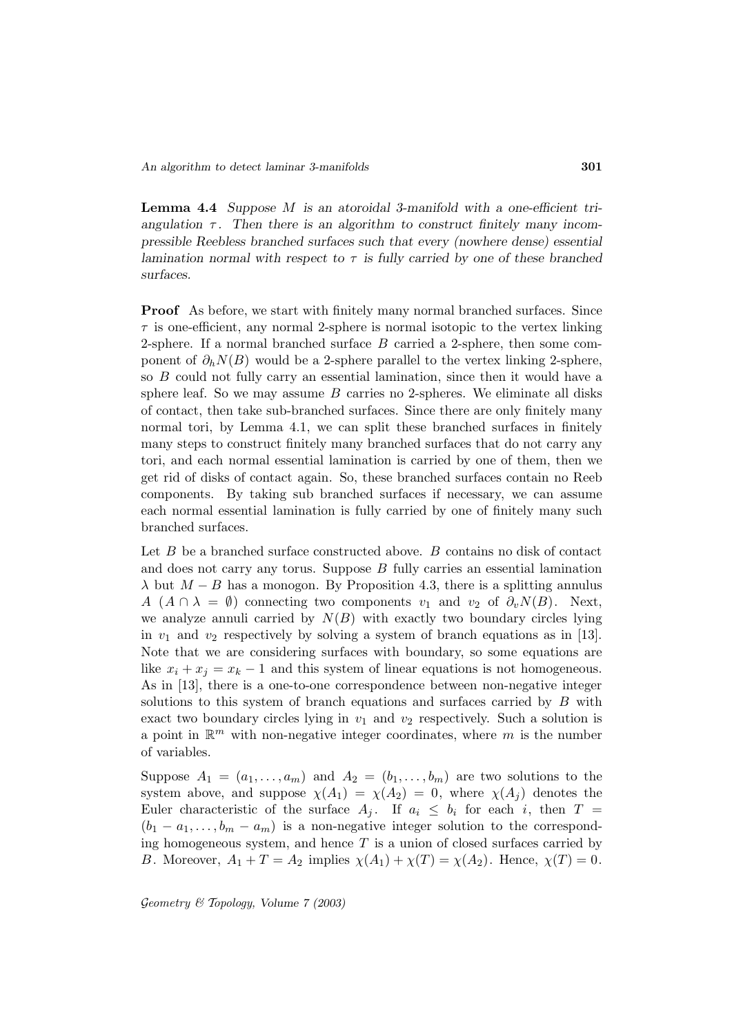**Lemma 4.4** *Suppose $M$ is an atoroidal 3-manifold with a one-efficient triangulation $\tau$. Then there is an algorithm to construct finitely many incompressible Reebless branched surfaces such that every (nowhere dense) essential lamination normal with respect to $\tau$ is fully carried by one of these branched surfaces.*

**Proof** As before, we start with finitely many normal branched surfaces. Since $\tau$ is one-efficient, any normal 2-sphere is normal isotopic to the vertex linking 2-sphere. If a normal branched surface $B$ carried a 2-sphere, then some component of $\partial_h N(B)$ would be a 2-sphere parallel to the vertex linking 2-sphere, so $B$ could not fully carry an essential lamination, since then it would have a sphere leaf. So we may assume $B$ carries no 2-spheres. We eliminate all disks of contact, then take sub-branched surfaces. Since there are only finitely many normal tori, by Lemma 4.1, we can split these branched surfaces in finitely many steps to construct finitely many branched surfaces that do not carry any tori, and each normal essential lamination is carried by one of them, then we get rid of disks of contact again. So, these branched surfaces contain no Reeb components. By taking sub branched surfaces if necessary, we can assume each normal essential lamination is fully carried by one of finitely many such branched surfaces.

Let $B$ be a branched surface constructed above. $B$ contains no disk of contact and does not carry any torus. Suppose $B$ fully carries an essential lamination $\lambda$ but $M - B$ has a monogon. By Proposition 4.3, there is a splitting annulus $A$ ($A \cap \lambda = \emptyset$) connecting two components $v_1$ and $v_2$ of $\partial_v N(B)$. Next, we analyze annuli carried by $N(B)$ with exactly two boundary circles lying in $v_1$ and $v_2$ respectively by solving a system of branch equations as in [13]. Note that we are considering surfaces with boundary, so some equations are like $x_i + x_j = x_k - 1$ and this system of linear equations is not homogeneous. As in [13], there is a one-to-one correspondence between non-negative integer solutions to this system of branch equations and surfaces carried by $B$ with exact two boundary circles lying in $v_1$ and $v_2$ respectively. Such a solution is a point in $\mathbb{R}^m$ with non-negative integer coordinates, where $m$ is the number of variables.

Suppose $A_1 = (a_1, \ldots, a_m)$ and $A_2 = (b_1, \ldots, b_m)$ are two solutions to the system above, and suppose $\chi(A_1) = \chi(A_2) = 0$, where $\chi(A_j)$ denotes the Euler characteristic of the surface $A_j$. If $a_i \leq b_i$ for each $i$, then $T = (b_1 - a_1, \ldots, b_m - a_m)$ is a non-negative integer solution to the corresponding homogeneous system, and hence $T$ is a union of closed surfaces carried by $B$. Moreover, $A_1 + T = A_2$ implies $\chi(A_1) + \chi(T) = \chi(A_2)$. Hence, $\chi(T) = 0$.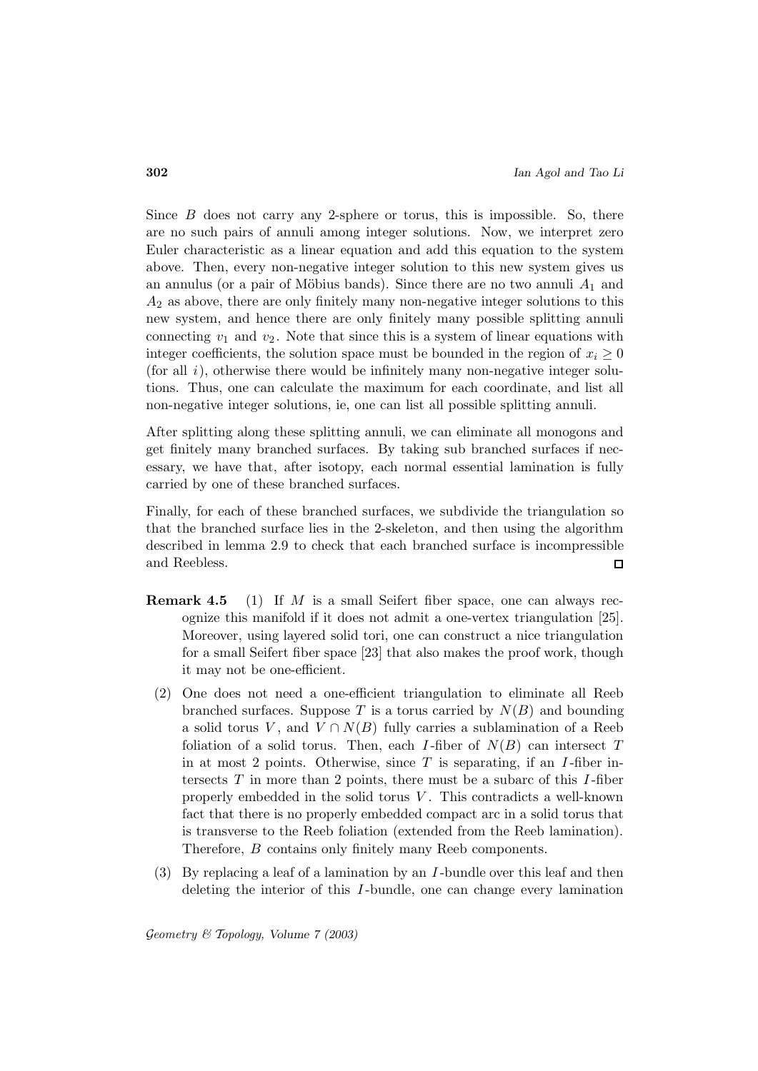Since $B$ does not carry any 2-sphere or torus, this is impossible. So, there are no such pairs of annuli among integer solutions. Now, we interpret zero Euler characteristic as a linear equation and add this equation to the system above. Then, every non-negative integer solution to this new system gives us an annulus (or a pair of Möbius bands). Since there are no two annuli $A_1$ and $A_2$ as above, there are only finitely many non-negative integer solutions to this new system, and hence there are only finitely many possible splitting annuli connecting $v_1$ and $v_2$. Note that since this is a system of linear equations with integer coefficients, the solution space must be bounded in the region of $x_i \geq 0$ (for all $i$), otherwise there would be infinitely many non-negative integer solutions. Thus, one can calculate the maximum for each coordinate, and list all non-negative integer solutions, ie, one can list all possible splitting annuli.

After splitting along these splitting annuli, we can eliminate all monogons and get finitely many branched surfaces. By taking sub branched surfaces if necessary, we have that, after isotopy, each normal essential lamination is fully carried by one of these branched surfaces.

Finally, for each of these branched surfaces, we subdivide the triangulation so that the branched surface lies in the 2-skeleton, and then using the algorithm described in lemma 2.9 to check that each branched surface is incompressible and Reebless. □

**Remark 4.5** (1) If $M$ is a small Seifert fiber space, one can always recognize this manifold if it does not admit a one-vertex triangulation [25]. Moreover, using layered solid tori, one can construct a nice triangulation for a small Seifert fiber space [23] that also makes the proof work, though it may not be one-efficient.

(2) One does not need a one-efficient triangulation to eliminate all Reeb branched surfaces. Suppose $T$ is a torus carried by $N(B)$ and bounding a solid torus $V$, and $V \cap N(B)$ fully carries a sublamination of a Reeb foliation of a solid torus. Then, each $I$-fiber of $N(B)$ can intersect $T$ in at most 2 points. Otherwise, since $T$ is separating, if an $I$-fiber intersects $T$ in more than 2 points, there must be a subarc of this $I$-fiber properly embedded in the solid torus $V$. This contradicts a well-known fact that there is no properly embedded compact arc in a solid torus that is transverse to the Reeb foliation (extended from the Reeb lamination). Therefore, $B$ contains only finitely many Reeb components.

(3) By replacing a leaf of a lamination by an $I$-bundle over this leaf and then deleting the interior of this $I$-bundle, one can change every lamination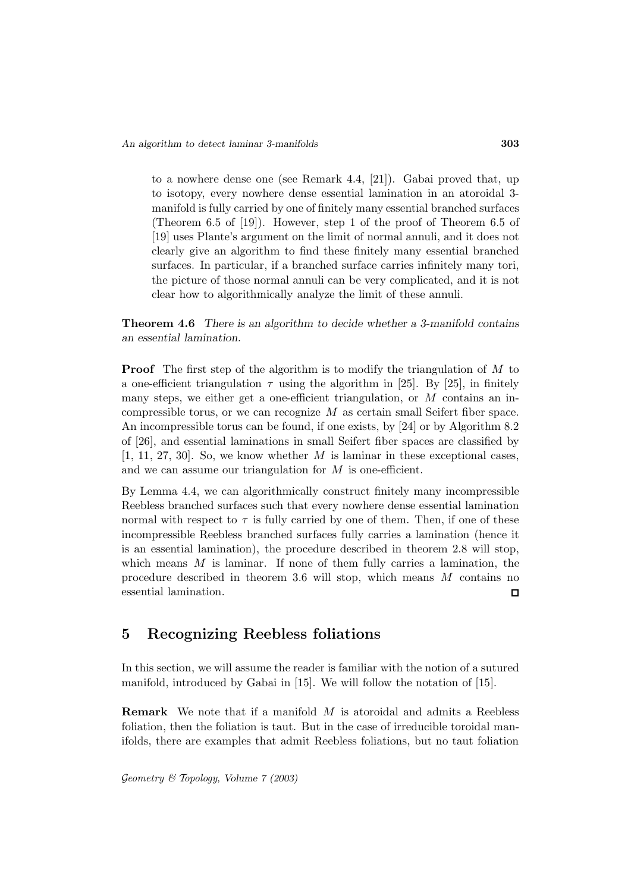to a nowhere dense one (see Remark 4.4, [21]). Gabai proved that, up to isotopy, every nowhere dense essential lamination in an atoroidal 3-manifold is fully carried by one of finitely many essential branched surfaces (Theorem 6.5 of [19]). However, step 1 of the proof of Theorem 6.5 of [19] uses Plante's argument on the limit of normal annuli, and it does not clearly give an algorithm to find these finitely many essential branched surfaces. In particular, if a branched surface carries infinitely many tori, the picture of those normal annuli can be very complicated, and it is not clear how to algorithmically analyze the limit of these annuli.

**Theorem 4.6** *There is an algorithm to decide whether a 3-manifold contains an essential lamination.*

**Proof** The first step of the algorithm is to modify the triangulation of $M$ to a one-efficient triangulation $\tau$ using the algorithm in [25]. By [25], in finitely many steps, we either get a one-efficient triangulation, or $M$ contains an incompressible torus, or we can recognize $M$ as certain small Seifert fiber space. An incompressible torus can be found, if one exists, by [24] or by Algorithm 8.2 of [26], and essential laminations in small Seifert fiber spaces are classified by [1, 11, 27, 30]. So, we know whether $M$ is laminar in these exceptional cases, and we can assume our triangulation for $M$ is one-efficient.

By Lemma 4.4, we can algorithmically construct finitely many incompressible Reebless branched surfaces such that every nowhere dense essential lamination normal with respect to $\tau$ is fully carried by one of them. Then, if one of these incompressible Reebless branched surfaces fully carries a lamination (hence it is an essential lamination), the procedure described in theorem 2.8 will stop, which means $M$ is laminar. If none of them fully carries a lamination, the procedure described in theorem 3.6 will stop, which means $M$ contains no essential lamination. ◻

## 5 Recognizing Reebless foliations

In this section, we will assume the reader is familiar with the notion of a sutured manifold, introduced by Gabai in [15]. We will follow the notation of [15].

**Remark** We note that if a manifold $M$ is atoroidal and admits a Reebless foliation, then the foliation is taut. But in the case of irreducible toroidal manifolds, there are examples that admit Reebless foliations, but no taut foliation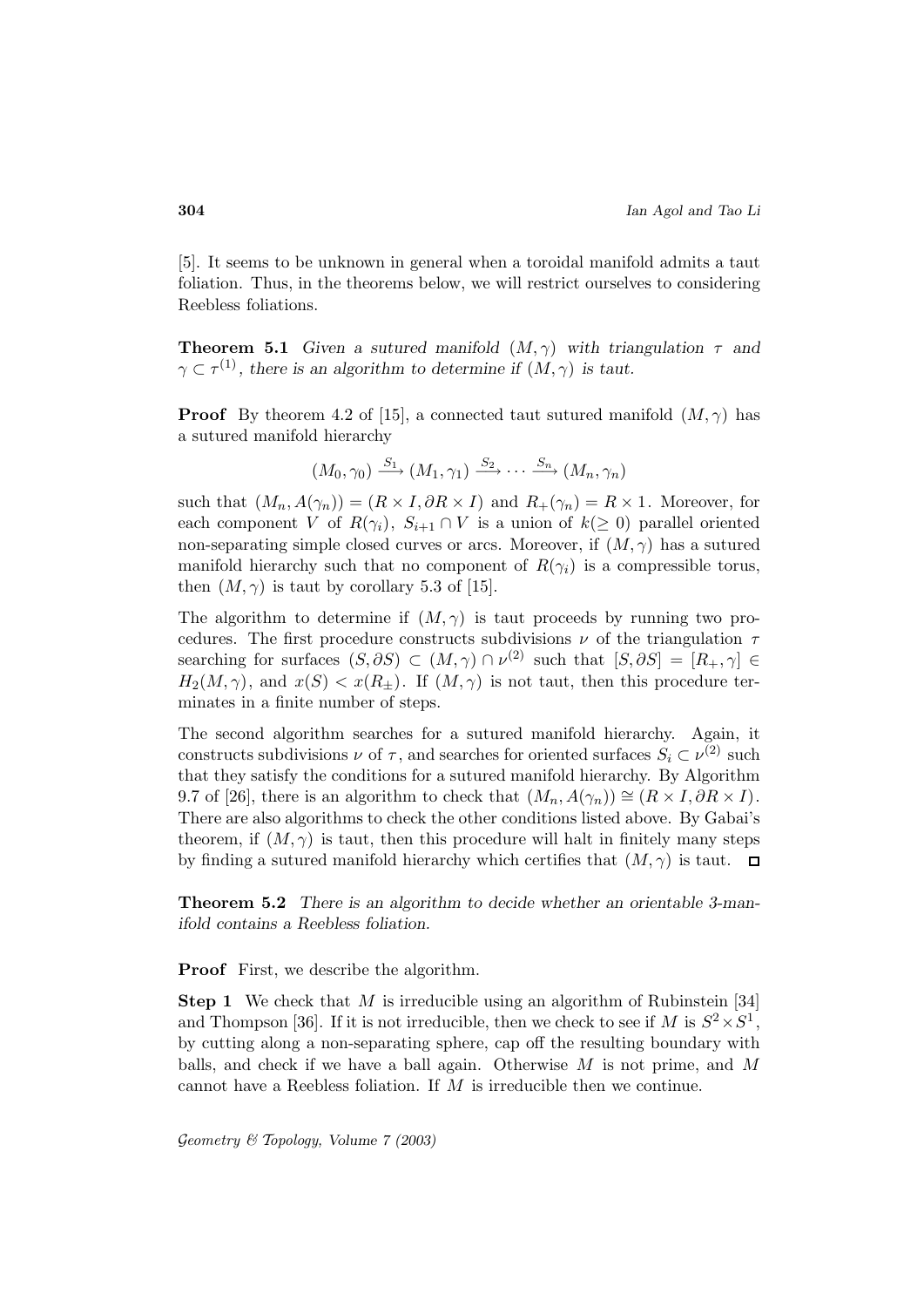[5]. It seems to be unknown in general when a toroidal manifold admits a taut foliation. Thus, in the theorems below, we will restrict ourselves to considering Reebless foliations.

**Theorem 5.1** *Given a sutured manifold $(M,\gamma)$ with triangulation $\tau$ and $\gamma \subset \tau^{(1)}$, there is an algorithm to determine if $(M,\gamma)$ is taut.*

**Proof** By theorem 4.2 of [15], a connected taut sutured manifold $(M,\gamma)$ has a sutured manifold hierarchy

$$(M_0,\gamma_0) \xrightarrow{S_1} (M_1,\gamma_1) \xrightarrow{S_2} \cdots \xrightarrow{S_n} (M_n,\gamma_n)$$

such that $(M_n, A(\gamma_n)) = (R \times I, \partial R \times I)$ and $R_+(\gamma_n) = R \times 1$. Moreover, for each component $V$ of $R(\gamma_i)$, $S_{i+1} \cap V$ is a union of $k(\geq 0)$ parallel oriented non-separating simple closed curves or arcs. Moreover, if $(M,\gamma)$ has a sutured manifold hierarchy such that no component of $R(\gamma_i)$ is a compressible torus, then $(M,\gamma)$ is taut by corollary 5.3 of [15].

The algorithm to determine if $(M,\gamma)$ is taut proceeds by running two procedures. The first procedure constructs subdivisions $\nu$ of the triangulation $\tau$ searching for surfaces $(S,\partial S) \subset (M,\gamma) \cap \nu^{(2)}$ such that $[S,\partial S] = [R_+,\gamma] \in H_2(M,\gamma)$, and $x(S) < x(R_\pm)$. If $(M,\gamma)$ is not taut, then this procedure terminates in a finite number of steps.

The second algorithm searches for a sutured manifold hierarchy. Again, it constructs subdivisions $\nu$ of $\tau$, and searches for oriented surfaces $S_i \subset \nu^{(2)}$ such that they satisfy the conditions for a sutured manifold hierarchy. By Algorithm 9.7 of [26], there is an algorithm to check that $(M_n, A(\gamma_n)) \cong (R \times I, \partial R \times I)$. There are also algorithms to check the other conditions listed above. By Gabai's theorem, if $(M,\gamma)$ is taut, then this procedure will halt in finitely many steps by finding a sutured manifold hierarchy which certifies that $(M,\gamma)$ is taut. $\square$

**Theorem 5.2** *There is an algorithm to decide whether an orientable 3-manifold contains a Reebless foliation.*

**Proof** First, we describe the algorithm.

**Step 1** We check that $M$ is irreducible using an algorithm of Rubinstein [34] and Thompson [36]. If it is not irreducible, then we check to see if $M$ is $S^2 \times S^1$, by cutting along a non-separating sphere, cap off the resulting boundary with balls, and check if we have a ball again. Otherwise $M$ is not prime, and $M$ cannot have a Reebless foliation. If $M$ is irreducible then we continue.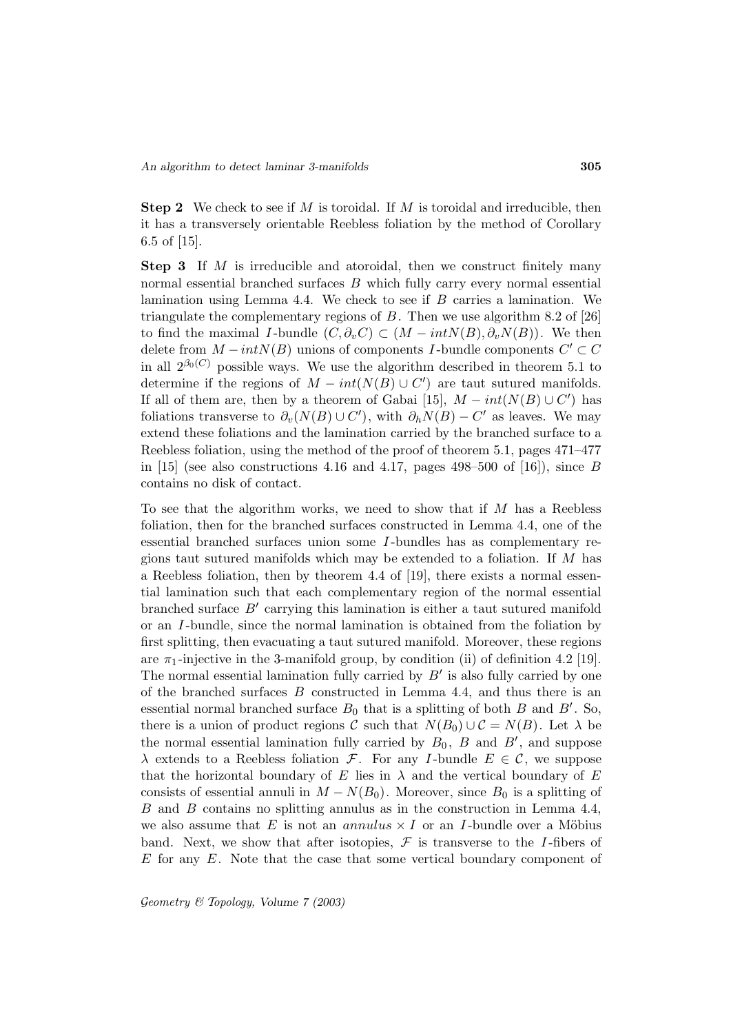**Step 2** We check to see if $M$ is toroidal. If $M$ is toroidal and irreducible, then it has a transversely orientable Reebless foliation by the method of Corollary 6.5 of [15].

**Step 3** If $M$ is irreducible and atoroidal, then we construct finitely many normal essential branched surfaces $B$ which fully carry every normal essential lamination using Lemma 4.4. We check to see if $B$ carries a lamination. We triangulate the complementary regions of $B$. Then we use algorithm 8.2 of [26] to find the maximal $I$-bundle $(C, \partial_v C) \subset (M - intN(B), \partial_v N(B))$. We then delete from $M - intN(B)$ unions of components $I$-bundle components $C' \subset C$ in all $2^{\beta_0(C)}$ possible ways. We use the algorithm described in theorem 5.1 to determine if the regions of $M - int(N(B) \cup C')$ are taut sutured manifolds. If all of them are, then by a theorem of Gabai [15], $M - int(N(B) \cup C')$ has foliations transverse to $\partial_v(N(B) \cup C')$, with $\partial_h N(B) - C'$ as leaves. We may extend these foliations and the lamination carried by the branched surface to a Reebless foliation, using the method of the proof of theorem 5.1, pages 471–477 in [15] (see also constructions 4.16 and 4.17, pages 498–500 of [16]), since $B$ contains no disk of contact.

To see that the algorithm works, we need to show that if $M$ has a Reebless foliation, then for the branched surfaces constructed in Lemma 4.4, one of the essential branched surfaces union some $I$-bundles has as complementary regions taut sutured manifolds which may be extended to a foliation. If $M$ has a Reebless foliation, then by theorem 4.4 of [19], there exists a normal essential lamination such that each complementary region of the normal essential branched surface $B'$ carrying this lamination is either a taut sutured manifold or an $I$-bundle, since the normal lamination is obtained from the foliation by first splitting, then evacuating a taut sutured manifold. Moreover, these regions are $\pi_1$-injective in the 3-manifold group, by condition (ii) of definition 4.2 [19]. The normal essential lamination fully carried by $B'$ is also fully carried by one of the branched surfaces $B$ constructed in Lemma 4.4, and thus there is an essential normal branched surface $B_0$ that is a splitting of both $B$ and $B'$. So, there is a union of product regions $\mathcal{C}$ such that $N(B_0) \cup \mathcal{C} = N(B)$. Let $\lambda$ be the normal essential lamination fully carried by $B_0$, $B$ and $B'$, and suppose $\lambda$ extends to a Reebless foliation $\mathcal{F}$. For any $I$-bundle $E \in \mathcal{C}$, we suppose that the horizontal boundary of $E$ lies in $\lambda$ and the vertical boundary of $E$ consists of essential annuli in $M - N(B_0)$. Moreover, since $B_0$ is a splitting of $B$ and $B$ contains no splitting annulus as in the construction in Lemma 4.4, we also assume that $E$ is not an $annulus \times I$ or an $I$-bundle over a Möbius band. Next, we show that after isotopies, $\mathcal{F}$ is transverse to the $I$-fibers of $E$ for any $E$. Note that the case that some vertical boundary component of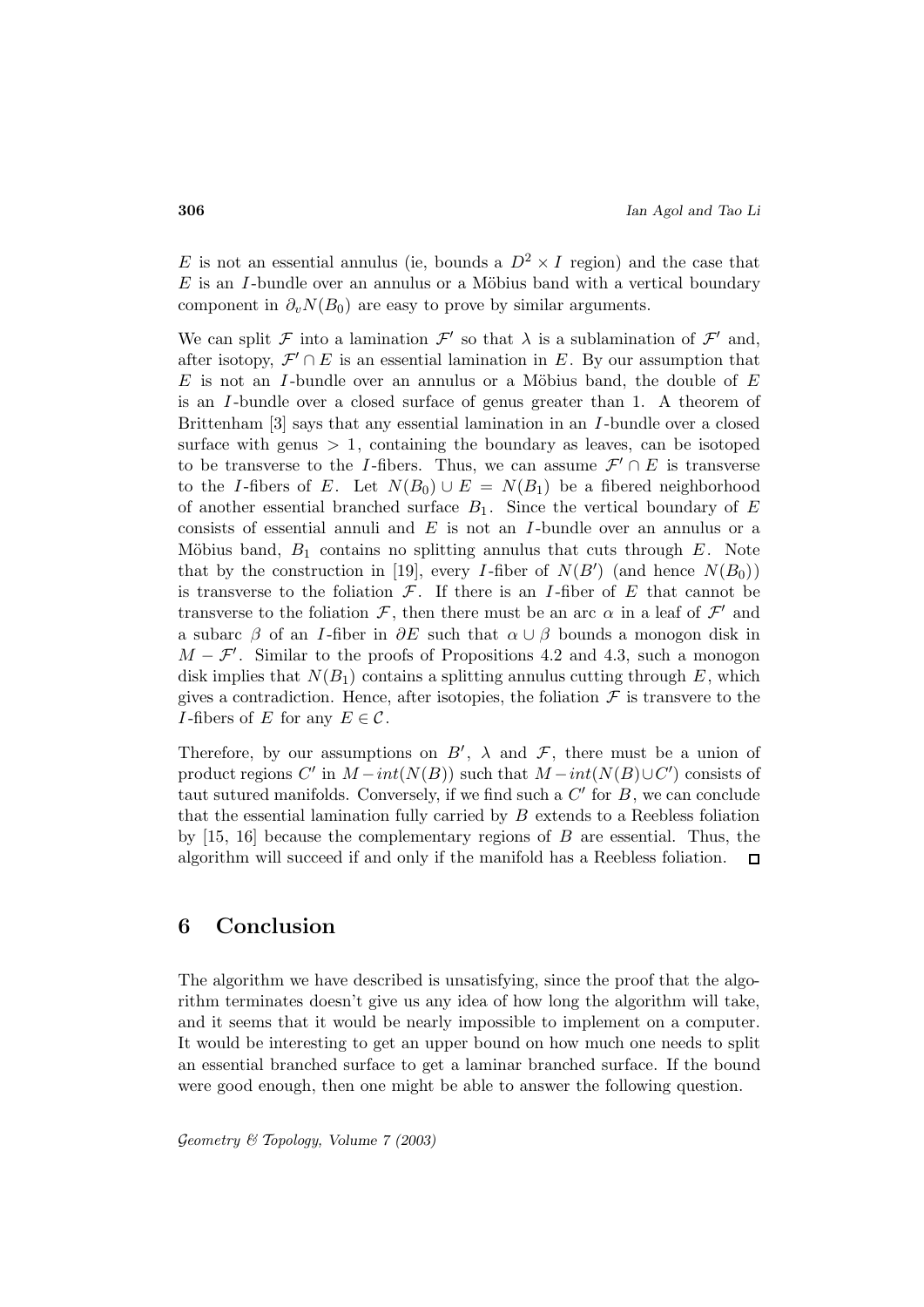$E$ is not an essential annulus (ie, bounds a $D^2 \times I$ region) and the case that $E$ is an $I$-bundle over an annulus or a Möbius band with a vertical boundary component in $\partial_v N(B_0)$ are easy to prove by similar arguments.

We can split $\mathcal{F}$ into a lamination $\mathcal{F}'$ so that $\lambda$ is a sublamination of $\mathcal{F}'$ and, after isotopy, $\mathcal{F}' \cap E$ is an essential lamination in $E$. By our assumption that $E$ is not an $I$-bundle over an annulus or a Möbius band, the double of $E$ is an $I$-bundle over a closed surface of genus greater than 1. A theorem of Brittenham [3] says that any essential lamination in an $I$-bundle over a closed surface with genus $> 1$, containing the boundary as leaves, can be isotoped to be transverse to the $I$-fibers. Thus, we can assume $\mathcal{F}' \cap E$ is transverse to the $I$-fibers of $E$. Let $N(B_0) \cup E = N(B_1)$ be a fibered neighborhood of another essential branched surface $B_1$. Since the vertical boundary of $E$ consists of essential annuli and $E$ is not an $I$-bundle over an annulus or a Möbius band, $B_1$ contains no splitting annulus that cuts through $E$. Note that by the construction in [19], every $I$-fiber of $N(B')$ (and hence $N(B_0)$) is transverse to the foliation $\mathcal{F}$. If there is an $I$-fiber of $E$ that cannot be transverse to the foliation $\mathcal{F}$, then there must be an arc $\alpha$ in a leaf of $\mathcal{F}'$ and a subarc $\beta$ of an $I$-fiber in $\partial E$ such that $\alpha \cup \beta$ bounds a monogon disk in $M - \mathcal{F}'$. Similar to the proofs of Propositions 4.2 and 4.3, such a monogon disk implies that $N(B_1)$ contains a splitting annulus cutting through $E$, which gives a contradiction. Hence, after isotopies, the foliation $\mathcal{F}$ is transvere to the $I$-fibers of $E$ for any $E \in \mathcal{C}$.

Therefore, by our assumptions on $B'$, $\lambda$ and $\mathcal{F}$, there must be a union of product regions $C'$ in $M - int(N(B))$ such that $M - int(N(B) \cup C')$ consists of taut sutured manifolds. Conversely, if we find such a $C'$ for $B$, we can conclude that the essential lamination fully carried by $B$ extends to a Reebless foliation by [15, 16] because the complementary regions of $B$ are essential. Thus, the algorithm will succeed if and only if the manifold has a Reebless foliation. $\square$

## 6 Conclusion

The algorithm we have described is unsatisfying, since the proof that the algorithm terminates doesn't give us any idea of how long the algorithm will take, and it seems that it would be nearly impossible to implement on a computer. It would be interesting to get an upper bound on how much one needs to split an essential branched surface to get a laminar branched surface. If the bound were good enough, then one might be able to answer the following question.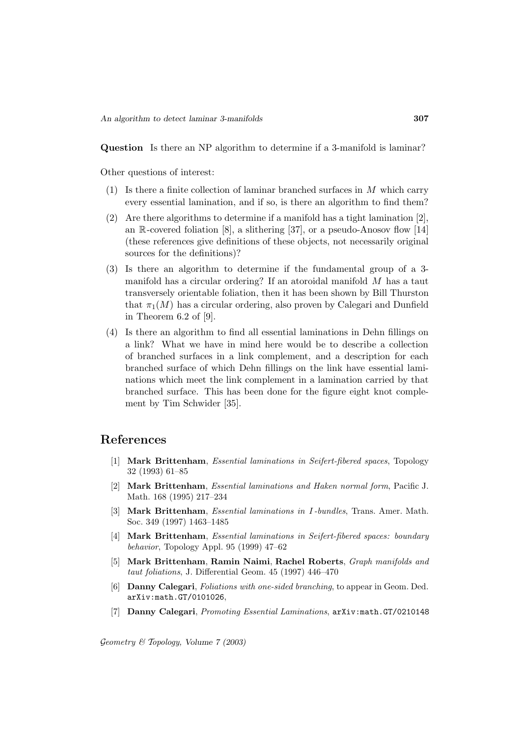**Question** Is there an NP algorithm to determine if a 3-manifold is laminar?

Other questions of interest:

1. Is there a finite collection of laminar branched surfaces in $M$ which carry every essential lamination, and if so, is there an algorithm to find them?
2. Are there algorithms to determine if a manifold has a tight lamination [2], an $\mathbb{R}$-covered foliation [8], a slithering [37], or a pseudo-Anosov flow [14] (these references give definitions of these objects, not necessarily original sources for the definitions)?
3. Is there an algorithm to determine if the fundamental group of a 3-manifold has a circular ordering? If an atoroidal manifold $M$ has a taut transversely orientable foliation, then it has been shown by Bill Thurston that $\pi_1(M)$ has a circular ordering, also proven by Calegari and Dunfield in Theorem 6.2 of [9].
4. Is there an algorithm to find all essential laminations in Dehn fillings on a link? What we have in mind here would be to describe a collection of branched surfaces in a link complement, and a description for each branched surface of which Dehn fillings on the link have essential laminations which meet the link complement in a lamination carried by that branched surface. This has been done for the figure eight knot complement by Tim Schwider [35].

## References

[1] **Mark Brittenham**, *Essential laminations in Seifert-fibered spaces*, Topology 32 (1993) 61–85

[2] **Mark Brittenham**, *Essential laminations and Haken normal form*, Pacific J. Math. 168 (1995) 217–234

[3] **Mark Brittenham**, *Essential laminations in I-bundles*, Trans. Amer. Math. Soc. 349 (1997) 1463–1485

[4] **Mark Brittenham**, *Essential laminations in Seifert-fibered spaces: boundary behavior*, Topology Appl. 95 (1999) 47–62

[5] **Mark Brittenham**, **Ramin Naimi**, **Rachel Roberts**, *Graph manifolds and taut foliations*, J. Differential Geom. 45 (1997) 446–470

[6] **Danny Calegari**, *Foliations with one-sided branching*, to appear in Geom. Ded. `arXiv:math.GT/0101026`,

[7] **Danny Calegari**, *Promoting Essential Laminations*, `arXiv:math.GT/0210148`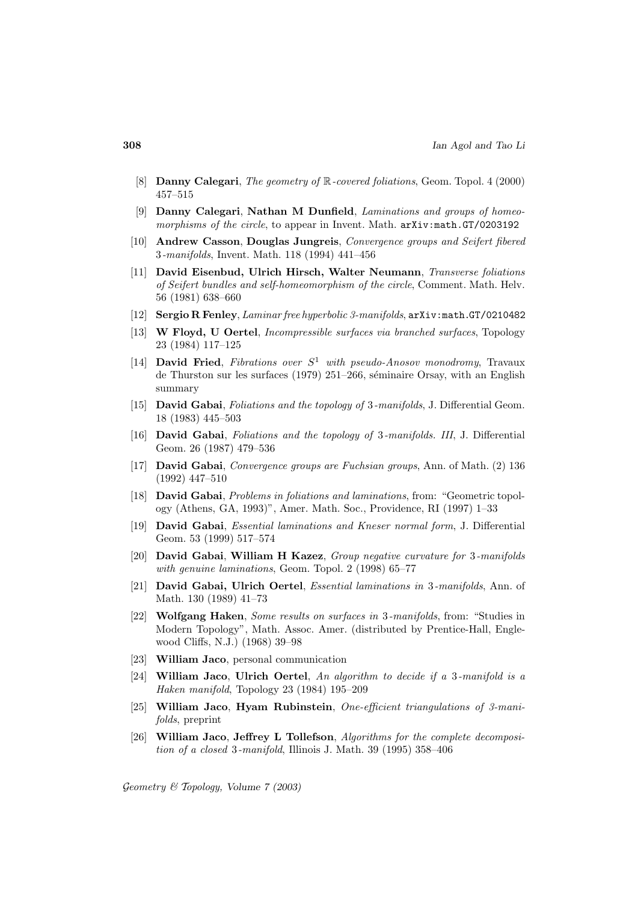[8] **Danny Calegari**, *The geometry of $\mathbb{R}$-covered foliations*, Geom. Topol. 4 (2000) 457–515

[9] **Danny Calegari**, **Nathan M Dunfield**, *Laminations and groups of homeomorphisms of the circle*, to appear in Invent. Math. arXiv:math.GT/0203192

[10] **Andrew Casson**, **Douglas Jungreis**, *Convergence groups and Seifert fibered 3-manifolds*, Invent. Math. 118 (1994) 441–456

[11] **David Eisenbud, Ulrich Hirsch, Walter Neumann**, *Transverse foliations of Seifert bundles and self-homeomorphism of the circle*, Comment. Math. Helv. 56 (1981) 638–660

[12] **Sergio R Fenley**, *Laminar free hyperbolic 3-manifolds*, arXiv:math.GT/0210482

[13] **W Floyd, U Oertel**, *Incompressible surfaces via branched surfaces*, Topology 23 (1984) 117–125

[14] **David Fried**, *Fibrations over $S^1$ with pseudo-Anosov monodromy*, Travaux de Thurston sur les surfaces (1979) 251–266, séminaire Orsay, with an English summary

[15] **David Gabai**, *Foliations and the topology of 3-manifolds*, J. Differential Geom. 18 (1983) 445–503

[16] **David Gabai**, *Foliations and the topology of 3-manifolds. III*, J. Differential Geom. 26 (1987) 479–536

[17] **David Gabai**, *Convergence groups are Fuchsian groups*, Ann. of Math. (2) 136 (1992) 447–510

[18] **David Gabai**, *Problems in foliations and laminations*, from: "Geometric topology (Athens, GA, 1993)", Amer. Math. Soc., Providence, RI (1997) 1–33

[19] **David Gabai**, *Essential laminations and Kneser normal form*, J. Differential Geom. 53 (1999) 517–574

[20] **David Gabai**, **William H Kazez**, *Group negative curvature for 3-manifolds with genuine laminations*, Geom. Topol. 2 (1998) 65–77

[21] **David Gabai, Ulrich Oertel**, *Essential laminations in 3-manifolds*, Ann. of Math. 130 (1989) 41–73

[22] **Wolfgang Haken**, *Some results on surfaces in 3-manifolds*, from: "Studies in Modern Topology", Math. Assoc. Amer. (distributed by Prentice-Hall, Englewood Cliffs, N.J.) (1968) 39–98

[23] **William Jaco**, personal communication

[24] **William Jaco**, **Ulrich Oertel**, *An algorithm to decide if a 3-manifold is a Haken manifold*, Topology 23 (1984) 195–209

[25] **William Jaco**, **Hyam Rubinstein**, *One-efficient triangulations of 3-manifolds*, preprint

[26] **William Jaco**, **Jeffrey L Tollefson**, *Algorithms for the complete decomposition of a closed 3-manifold*, Illinois J. Math. 39 (1995) 358–406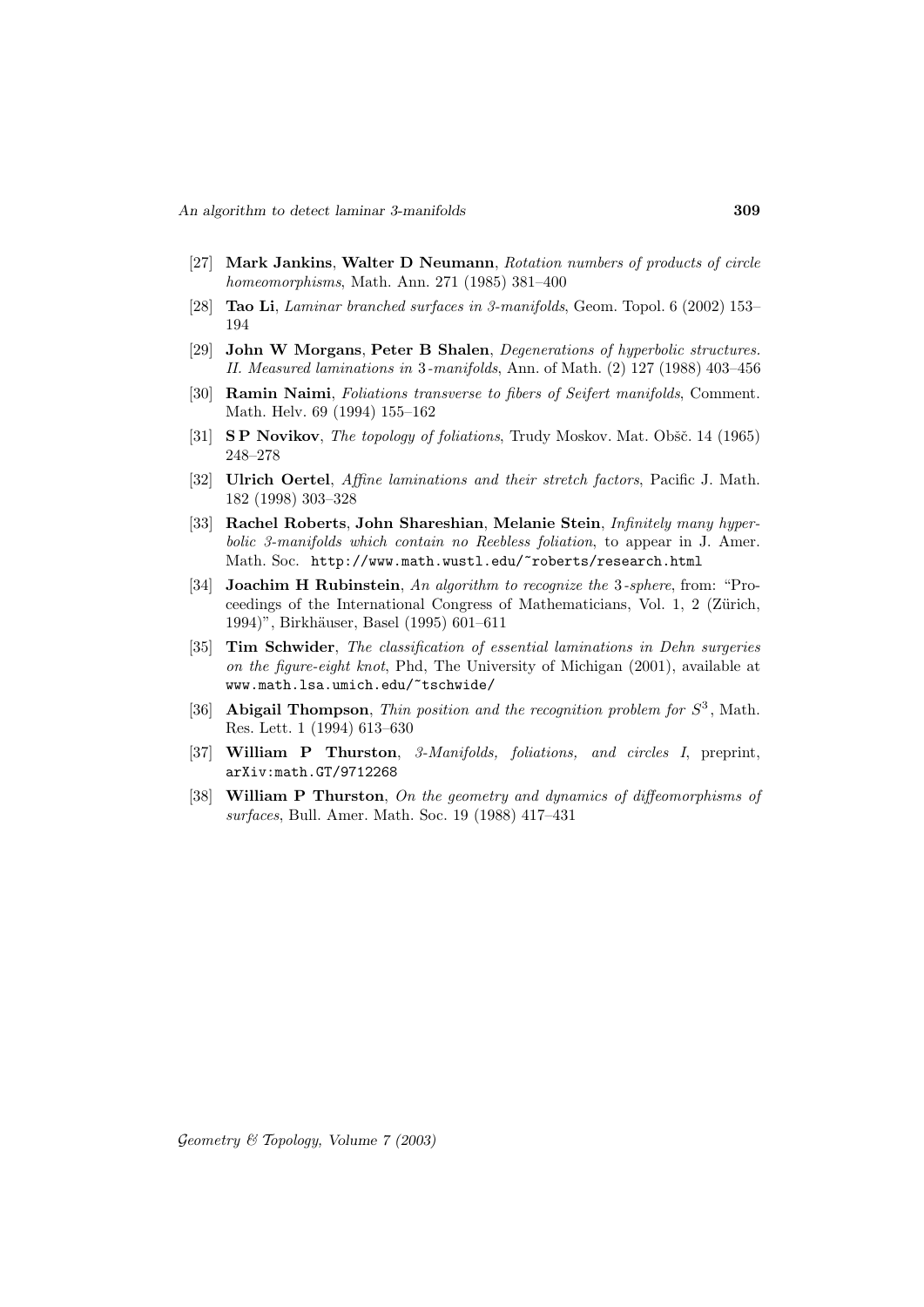- [27] **Mark Jankins**, **Walter D Neumann**, *Rotation numbers of products of circle homeomorphisms*, Math. Ann. 271 (1985) 381–400
- [28] **Tao Li**, *Laminar branched surfaces in 3-manifolds*, Geom. Topol. 6 (2002) 153–194
- [29] **John W Morgans**, **Peter B Shalen**, *Degenerations of hyperbolic structures. II. Measured laminations in 3-manifolds*, Ann. of Math. (2) 127 (1988) 403–456
- [30] **Ramin Naimi**, *Foliations transverse to fibers of Seifert manifolds*, Comment. Math. Helv. 69 (1994) 155–162
- [31] **S P Novikov**, *The topology of foliations*, Trudy Moskov. Mat. Obšč. 14 (1965) 248–278
- [32] **Ulrich Oertel**, *Affine laminations and their stretch factors*, Pacific J. Math. 182 (1998) 303–328
- [33] **Rachel Roberts**, **John Shareshian**, **Melanie Stein**, *Infinitely many hyperbolic 3-manifolds which contain no Reebless foliation*, to appear in J. Amer. Math. Soc. `http://www.math.wustl.edu/~roberts/research.html`
- [34] **Joachim H Rubinstein**, *An algorithm to recognize the 3-sphere*, from: "Proceedings of the International Congress of Mathematicians, Vol. 1, 2 (Zürich, 1994)", Birkhäuser, Basel (1995) 601–611
- [35] **Tim Schwider**, *The classification of essential laminations in Dehn surgeries on the figure-eight knot*, Phd, The University of Michigan (2001), available at `www.math.lsa.umich.edu/~tschwide/`
- [36] **Abigail Thompson**, *Thin position and the recognition problem for $S^3$*, Math. Res. Lett. 1 (1994) 613–630
- [37] **William P Thurston**, *3-Manifolds, foliations, and circles I*, preprint, `arXiv:math.GT/9712268`
- [38] **William P Thurston**, *On the geometry and dynamics of diffeomorphisms of surfaces*, Bull. Amer. Math. Soc. 19 (1988) 417–431